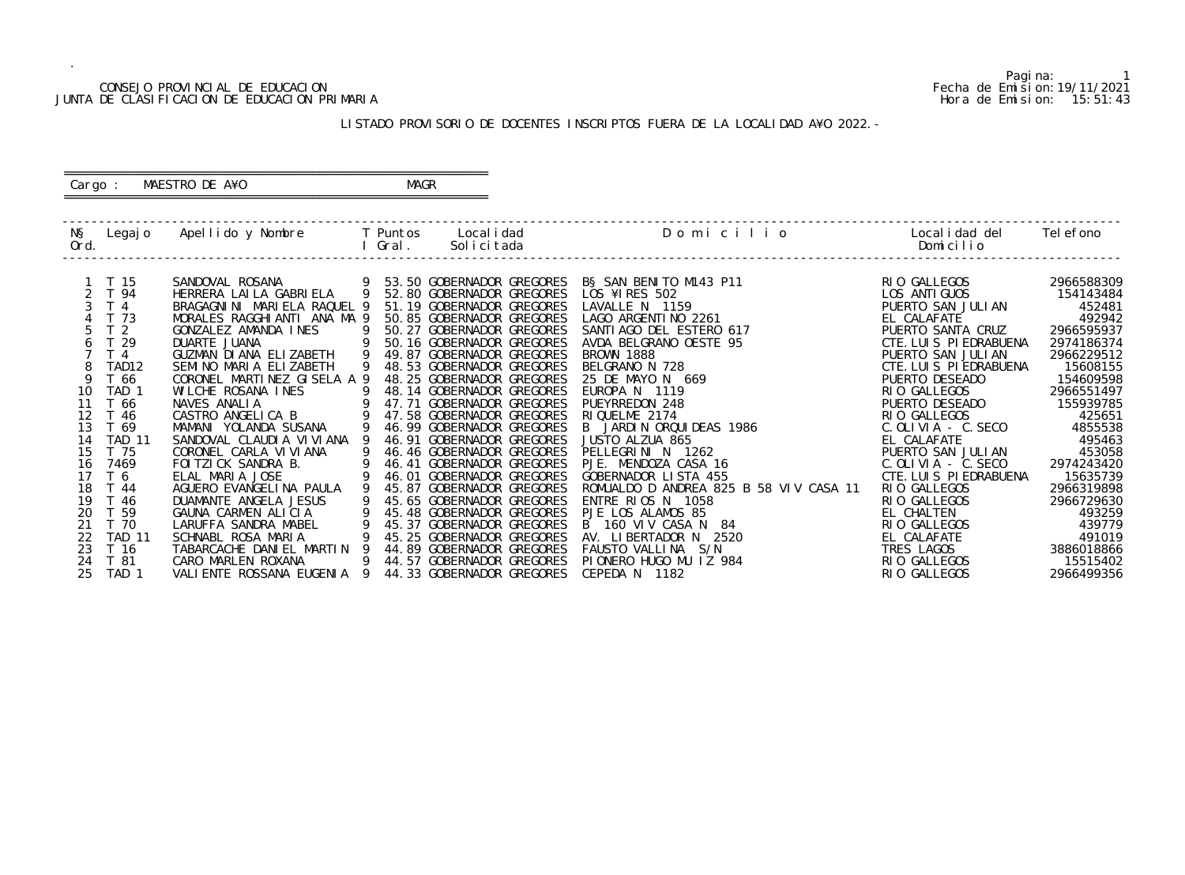CONSEJO PROVINCIAL DE EDUCACION
JUNTA DE CLASIFICACION DE EDUCACION PRIMARIA

Pagina: 1
Fecha de Emision: 19/11/2021
Hora de Emision: 15:51:43

## LISTADO PROVISORIO DE DOCENTES INSCRIPTOS FUERA DE LA LOCALIDAD A¥O 2022.-

Cargo : MAESTRO DE A¥O    MAGR

| Nº Ord. | Legajo | Apellido y Nombre | T I | Puntos Gral. | Localidad Solicitada | Domicilio | Localidad del Domicilio | Telefono |
|---|---|---|---|---|---|---|---|---|
| 1 | T 15 | SANDOVAL ROSANA | 9 | 53.50 | GOBERNADOR GREGORES | B§ SAN BENITO M143 P11 | RIO GALLEGOS | 2966588309 |
| 2 | T 94 | HERRERA LAILA GABRIELA | 9 | 52.80 | GOBERNADOR GREGORES | LOS ¥IRES 502 | LOS ANTIGUOS | 154143484 |
| 3 | T 4 | BRAGAGNINI MARIELA RAQUEL | 9 | 51.19 | GOBERNADOR GREGORES | LAVALLE N 1159 | PUERTO SAN JULIAN | 452481 |
| 4 | T 73 | MORALES RAGGHIANTI ANA MA | 9 | 50.85 | GOBERNADOR GREGORES | LAGO ARGENTINO 2261 | EL CALAFATE | 492942 |
| 5 | T 2 | GONZALEZ AMANDA INES | 9 | 50.27 | GOBERNADOR GREGORES | SANTIAGO DEL ESTERO 617 | PUERTO SANTA CRUZ | 2966595937 |
| 6 | T 29 | DUARTE JUANA | 9 | 50.16 | GOBERNADOR GREGORES | AVDA BELGRANO OESTE 95 | CTE.LUIS PIEDRABUENA | 2974186374 |
| 7 | T 4 | GUZMAN DIANA ELIZABETH | 9 | 49.87 | GOBERNADOR GREGORES | BROWN 1888 | PUERTO SAN JULIAN | 2966229512 |
| 8 | TAD12 | SEMINO MARIA ELIZABETH | 9 | 48.53 | GOBERNADOR GREGORES | BELGRANO N 728 | CTE.LUIS PIEDRABUENA | 15608155 |
| 9 | T 66 | CORONEL MARTINEZ GISELA A | 9 | 48.25 | GOBERNADOR GREGORES | 25 DE MAYO N 669 | PUERTO DESEADO | 154609598 |
| 10 | TAD 1 | WILCHE ROSANA INES | 9 | 48.14 | GOBERNADOR GREGORES | EUROPA N 1119 | RIO GALLEGOS | 2966551497 |
| 11 | T 66 | NAVES ANALIA | 9 | 47.71 | GOBERNADOR GREGORES | PUEYRREDON 248 | PUERTO DESEADO | 155939785 |
| 12 | T 46 | CASTRO ANGELICA B | 9 | 47.58 | GOBERNADOR GREGORES | RIQUELME 2174 | RIO GALLEGOS | 425651 |
| 13 | T 69 | MAMANI YOLANDA SUSANA | 9 | 46.99 | GOBERNADOR GREGORES | B JARDIN ORQUIDEAS 1986 | C.OLIVIA - C.SECO | 4855538 |
| 14 | TAD 11 | SANDOVAL CLAUDIA VIVIANA | 9 | 46.91 | GOBERNADOR GREGORES | JUSTO ALZUA 865 | EL CALAFATE | 495463 |
| 15 | T 75 | CORONEL CARLA VIVIANA | 9 | 46.46 | GOBERNADOR GREGORES | PELLEGRINI N 1262 | PUERTO SAN JULIAN | 453058 |
| 16 | 7469 | FOITZICK SANDRA B. | 9 | 46.41 | GOBERNADOR GREGORES | PJE. MENDOZA CASA 16 | C.OLIVIA - C.SECO | 2974243420 |
| 17 | T 6 | ELAL MARIA JOSE | 9 | 46.01 | GOBERNADOR GREGORES | GOBERNADOR LISTA 455 | CTE.LUIS PIEDRABUENA | 15635739 |
| 18 | T 44 | AGUERO EVANGELINA PAULA | 9 | 45.87 | GOBERNADOR GREGORES | ROMUALDO D ANDREA 825 B 58 VIV CASA 11 | RIO GALLEGOS | 2966319898 |
| 19 | T 46 | DUAMANTE ANGELA JESUS | 9 | 45.65 | GOBERNADOR GREGORES | ENTRE RIOS N 1058 | RIO GALLEGOS | 2966729630 |
| 20 | T 59 | GAUNA CARMEN ALICIA | 9 | 45.48 | GOBERNADOR GREGORES | PJE LOS ALAMOS 85 | EL CHALTEN | 493259 |
| 21 | T 70 | LARUFFA SANDRA MABEL | 9 | 45.37 | GOBERNADOR GREGORES | B 160 VIV CASA N 84 | RIO GALLEGOS | 439779 |
| 22 | TAD 11 | SCHNABL ROSA MARIA | 9 | 45.25 | GOBERNADOR GREGORES | AV. LIBERTADOR N 2520 | EL CALAFATE | 491019 |
| 23 | T 16 | TABARCACHE DANIEL MARTIN | 9 | 44.89 | GOBERNADOR GREGORES | FAUSTO VALLINA S/N | TRES LAGOS | 3886018866 |
| 24 | T 81 | CARO MARLEN ROXANA | 9 | 44.57 | GOBERNADOR GREGORES | PIONERO HUGO MU IZ 984 | RIO GALLEGOS | 15515402 |
| 25 | TAD 1 | VALIENTE ROSSANA EUGENIA | 9 | 44.33 | GOBERNADOR GREGORES | CEPEDA N 1182 | RIO GALLEGOS | 2966499356 |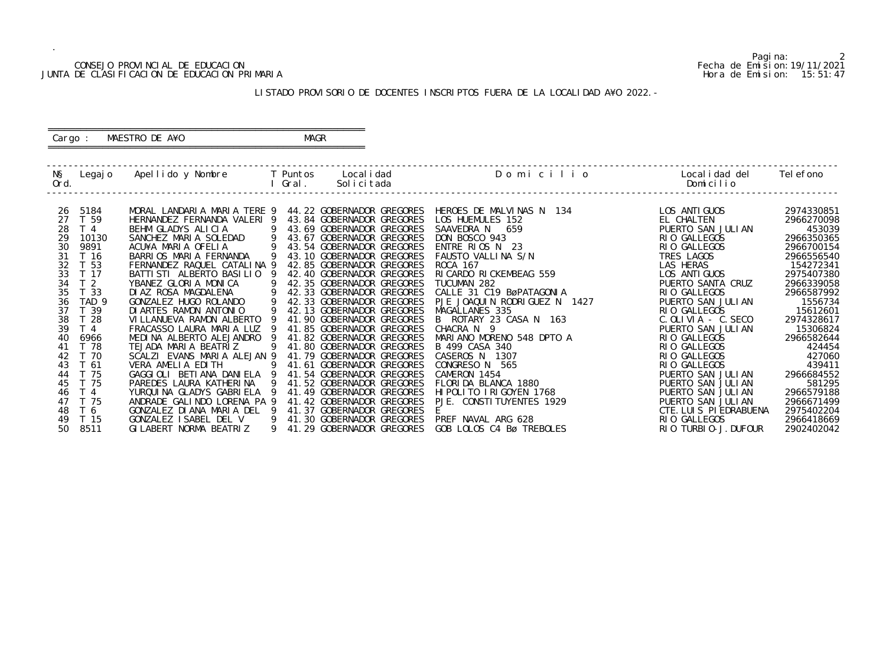CONSEJO PROVINCIAL DE EDUCACION
JUNTA DE CLASIFICACION DE EDUCACION PRIMARIA

Fecha de Emision:19/11/2021
Hora de Emision: 15:51:47

## LISTADO PROVISORIO DE DOCENTES INSCRIPTOS FUERA DE LA LOCALIDAD A¥O 2022.-

Cargo : MAESTRO DE A¥O MAGR

| Nº Ord. | Legajo | Apellido y Nombre | T I | Puntos Gral. | Localidad Solicitada | Domicilio | Localidad del Domicilio | Telefono |
|---|---|---|---|---|---|---|---|---|
| 26 | 5184 | MORAL LANDARIA MARIA TERE | 9 | 44.22 | GOBERNADOR GREGORES | HEROES DE MALVINAS N 134 | LOS ANTIGUOS | 2974330851 |
| 27 | T 59 | HERNANDEZ FERNANDA VALERI | 9 | 43.84 | GOBERNADOR GREGORES | LOS HUEMULES 152 | EL CHALTEN | 2966270098 |
| 28 | T 4 | BEHM GLADYS ALICIA | 9 | 43.69 | GOBERNADOR GREGORES | SAAVEDRA N 659 | PUERTO SAN JULIAN | 453039 |
| 29 | 10130 | SANCHEZ MARIA SOLEDAD | 9 | 43.67 | GOBERNADOR GREGORES | DON BOSCO 943 | RIO GALLEGOS | 2966350365 |
| 30 | 9891 | ACU¥A MARIA OFELIA | 9 | 43.54 | GOBERNADOR GREGORES | ENTRE RIOS N 23 | RIO GALLEGOS | 2966700154 |
| 31 | T 16 | BARRIOS MARIA FERNANDA | 9 | 43.10 | GOBERNADOR GREGORES | FAUSTO VALLINA S/N | TRES LAGOS | 2966556540 |
| 32 | T 53 | FERNANDEZ RAQUEL CATALINA | 9 | 42.85 | GOBERNADOR GREGORES | ROCA 167 | LAS HERAS | 154272341 |
| 33 | T 17 | BATTISTI ALBERTO BASILIO | 9 | 42.40 | GOBERNADOR GREGORES | RICARDO RICKEMBEAG 559 | LOS ANTIGUOS | 2975407380 |
| 34 | T 2 | YBANEZ GLORIA MONICA | 9 | 42.35 | GOBERNADOR GREGORES | TUCUMAN 282 | PUERTO SANTA CRUZ | 2966339058 |
| 35 | T 33 | DIAZ ROSA MAGDALENA | 9 | 42.33 | GOBERNADOR GREGORES | CALLE 31 C19 BøPATAGONIA | RIO GALLEGOS | 2966587992 |
| 36 | TAD 9 | GONZALEZ HUGO ROLANDO | 9 | 42.33 | GOBERNADOR GREGORES | PJE JOAQUIN RODRIGUEZ N 1427 | PUERTO SAN JULIAN | 1556734 |
| 37 | T 39 | DIARTES RAMON ANTONIO | 9 | 42.13 | GOBERNADOR GREGORES | MAGALLANES 335 | RIO GALLEGOS | 15612601 |
| 38 | T 28 | VILLANUEVA RAMON ALBERTO | 9 | 41.90 | GOBERNADOR GREGORES | B ROTARY 23 CASA N 163 | C.OLIVIA - C.SECO | 2974328617 |
| 39 | T 4 | FRACASSO LAURA MARIA LUZ | 9 | 41.85 | GOBERNADOR GREGORES | CHACRA N 9 | PUERTO SAN JULIAN | 15306824 |
| 40 | 6966 | MEDINA ALBERTO ALEJANDRO | 9 | 41.82 | GOBERNADOR GREGORES | MARIANO MORENO 548 DPTO A | RIO GALLEGOS | 2966582644 |
| 41 | T 78 | TEJADA MARIA BEATRIZ | 9 | 41.80 | GOBERNADOR GREGORES | B 499 CASA 340 | RIO GALLEGOS | 424454 |
| 42 | T 70 | SCALZI EVANS MARIA ALEJAN | 9 | 41.79 | GOBERNADOR GREGORES | CASEROS N 1307 | RIO GALLEGOS | 427060 |
| 43 | T 61 | VERA AMELIA EDITH | 9 | 41.61 | GOBERNADOR GREGORES | CONGRESO N 565 | RIO GALLEGOS | 439411 |
| 44 | T 75 | GAGGIOLI BETIANA DANIELA | 9 | 41.54 | GOBERNADOR GREGORES | CAMERON 1454 | PUERTO SAN JULIAN | 2966684552 |
| 45 | T 75 | PAREDES LAURA KATHERINA | 9 | 41.52 | GOBERNADOR GREGORES | FLORIDA BLANCA 1880 | PUERTO SAN JULIAN | 581295 |
| 46 | T 4 | YURQUINA GLADYS GABRIELA | 9 | 41.49 | GOBERNADOR GREGORES | HIPOLITO IRIGOYEN 1768 | PUERTO SAN JULIAN | 2966579188 |
| 47 | T 75 | ANDRADE GALINDO LORENA PA | 9 | 41.42 | GOBERNADOR GREGORES | PJE. CONSTITUYENTES 1929 | PUERTO SAN JULIAN | 2966671499 |
| 48 | T 6 | GONZALEZ DIANA MARIA DEL | 9 | 41.37 | GOBERNADOR GREGORES | E | CTE.LUIS PIEDRABUENA | 2975402204 |
| 49 | T 15 | GONZALEZ ISABEL DEL V | 9 | 41.30 | GOBERNADOR GREGORES | PREF NAVAL ARG 628 | RIO GALLEGOS | 2966418669 |
| 50 | 8511 | GILABERT NORMA BEATRIZ | 9 | 41.29 | GOBERNADOR GREGORES | GOB LOLOS C4 Bø TREBOLES | RIO TURBIO-J.DUFOUR | 2902402042 |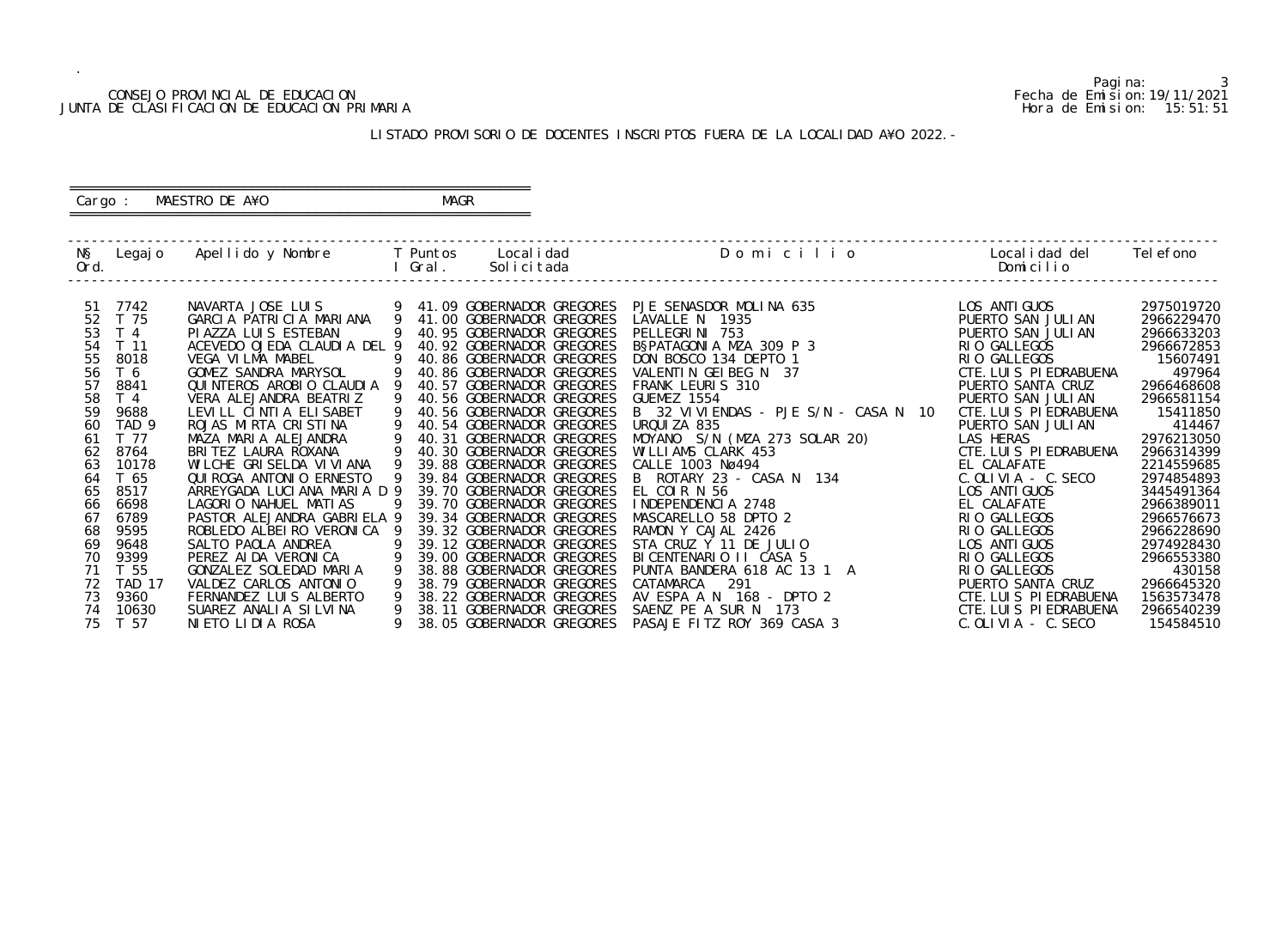CONSEJO PROVINCIAL DE EDUCACION
JUNTA DE CLASIFICACION DE EDUCACION PRIMARIA

Fecha de Emision:19/11/2021
Hora de Emision: 15:51:51

LISTADO PROVISORIO DE DOCENTES INSCRIPTOS FUERA DE LA LOCALIDAD A¥O 2022.-

Cargo : MAESTRO DE A¥O MAGR

| N§ Ord. | Legajo | Apellido y Nombre | T I | Puntos Gral. | Localidad Solicitada | D o m i c i l i o | Localidad del Domicilio | Telefono |
|---|---|---|---|---|---|---|---|---|
| 51 | 7742 | NAVARTA JOSE LUIS | 9 | 41.09 | GOBERNADOR GREGORES | PJE SENASDOR MOLINA 635 | LOS ANTIGUOS | 2975019720 |
| 52 | T 75 | GARCIA PATRICIA MARIANA | 9 | 41.00 | GOBERNADOR GREGORES | LAVALLE N 1935 | PUERTO SAN JULIAN | 2966229470 |
| 53 | T 4 | PIAZZA LUIS ESTEBAN | 9 | 40.95 | GOBERNADOR GREGORES | PELLEGRINI 753 | PUERTO SAN JULIAN | 2966633203 |
| 54 | T 11 | ACEVEDO OJEDA CLAUDIA DEL | 9 | 40.92 | GOBERNADOR GREGORES | B§PATAGONIA MZA 309 P 3 | RIO GALLEGOS | 2966672853 |
| 55 | 8018 | VEGA VILMA MABEL | 9 | 40.86 | GOBERNADOR GREGORES | DON BOSCO 134 DEPTO 1 | RIO GALLEGOS | 15607491 |
| 56 | T 6 | GOMEZ SANDRA MARYSOL | 9 | 40.86 | GOBERNADOR GREGORES | VALENTIN GEIBEG N 37 | CTE.LUIS PIEDRABUENA | 497964 |
| 57 | 8841 | QUINTEROS AROBIO CLAUDIA | 9 | 40.57 | GOBERNADOR GREGORES | FRANK LEURIS 310 | PUERTO SANTA CRUZ | 2966468608 |
| 58 | T 4 | VERA ALEJANDRA BEATRIZ | 9 | 40.56 | GOBERNADOR GREGORES | GUEMEZ 1554 | PUERTO SAN JULIAN | 2966581154 |
| 59 | 9688 | LEVILL CINTIA ELISABET | 9 | 40.56 | GOBERNADOR GREGORES | B 32 VIVIENDAS - PJE S/N - CASA N 10 | CTE.LUIS PIEDRABUENA | 15411850 |
| 60 | TAD 9 | ROJAS MIRTA CRISTINA | 9 | 40.54 | GOBERNADOR GREGORES | URQUIZA 835 | PUERTO SAN JULIAN | 414467 |
| 61 | T 77 | MAZA MARIA ALEJANDRA | 9 | 40.31 | GOBERNADOR GREGORES | MOYANO S/N (MZA 273 SOLAR 20) | LAS HERAS | 2976213050 |
| 62 | 8764 | BRITEZ LAURA ROXANA | 9 | 40.30 | GOBERNADOR GREGORES | WILLIAMS CLARK 453 | CTE.LUIS PIEDRABUENA | 2966314399 |
| 63 | 10178 | WILCHE GRISELDA VIVIANA | 9 | 39.88 | GOBERNADOR GREGORES | CALLE 1003 Nø494 | EL CALAFATE | 2214559685 |
| 64 | T 65 | QUIROGA ANTONIO ERNESTO | 9 | 39.84 | GOBERNADOR GREGORES | B ROTARY 23 - CASA N 134 | C.OLIVIA - C.SECO | 2974854893 |
| 65 | 8517 | ARREYGADA LUCIANA MARIA D | 9 | 39.70 | GOBERNADOR GREGORES | EL COIR N 56 | LOS ANTIGUOS | 3445491364 |
| 66 | 6698 | LAGORIO NAHUEL MATIAS | 9 | 39.70 | GOBERNADOR GREGORES | INDEPENDENCIA 2748 | EL CALAFATE | 2966389011 |
| 67 | 6789 | PASTOR ALEJANDRA GABRIELA | 9 | 39.34 | GOBERNADOR GREGORES | MASCARELLO 58 DPTO 2 | RIO GALLEGOS | 2966576673 |
| 68 | 9595 | ROBLEDO ALBEIRO VERONICA | 9 | 39.32 | GOBERNADOR GREGORES | RAMON Y CAJAL 2426 | RIO GALLEGOS | 2966228690 |
| 69 | 9648 | SALTO PAOLA ANDREA | 9 | 39.12 | GOBERNADOR GREGORES | STA CRUZ Y 11 DE JULIO | LOS ANTIGUOS | 2974928430 |
| 70 | 9399 | PEREZ AIDA VERONICA | 9 | 39.00 | GOBERNADOR GREGORES | BICENTENARIO II CASA 5 | RIO GALLEGOS | 2966553380 |
| 71 | T 55 | GONZALEZ SOLEDAD MARIA | 9 | 38.88 | GOBERNADOR GREGORES | PUNTA BANDERA 618 AC 13 1 A | RIO GALLEGOS | 430158 |
| 72 | TAD 17 | VALDEZ CARLOS ANTONIO | 9 | 38.79 | GOBERNADOR GREGORES | CATAMARCA 291 | PUERTO SANTA CRUZ | 2966645320 |
| 73 | 9360 | FERNANDEZ LUIS ALBERTO | 9 | 38.22 | GOBERNADOR GREGORES | AV ESPA A N 168 - DPTO 2 | CTE.LUIS PIEDRABUENA | 1563573478 |
| 74 | 10630 | SUAREZ ANALIA SILVINA | 9 | 38.11 | GOBERNADOR GREGORES | SAENZ PE A SUR N 173 | CTE.LUIS PIEDRABUENA | 2966540239 |
| 75 | T 57 | NIETO LIDIA ROSA | 9 | 38.05 | GOBERNADOR GREGORES | PASAJE FITZ ROY 369 CASA 3 | C.OLIVIA - C.SECO | 154584510 |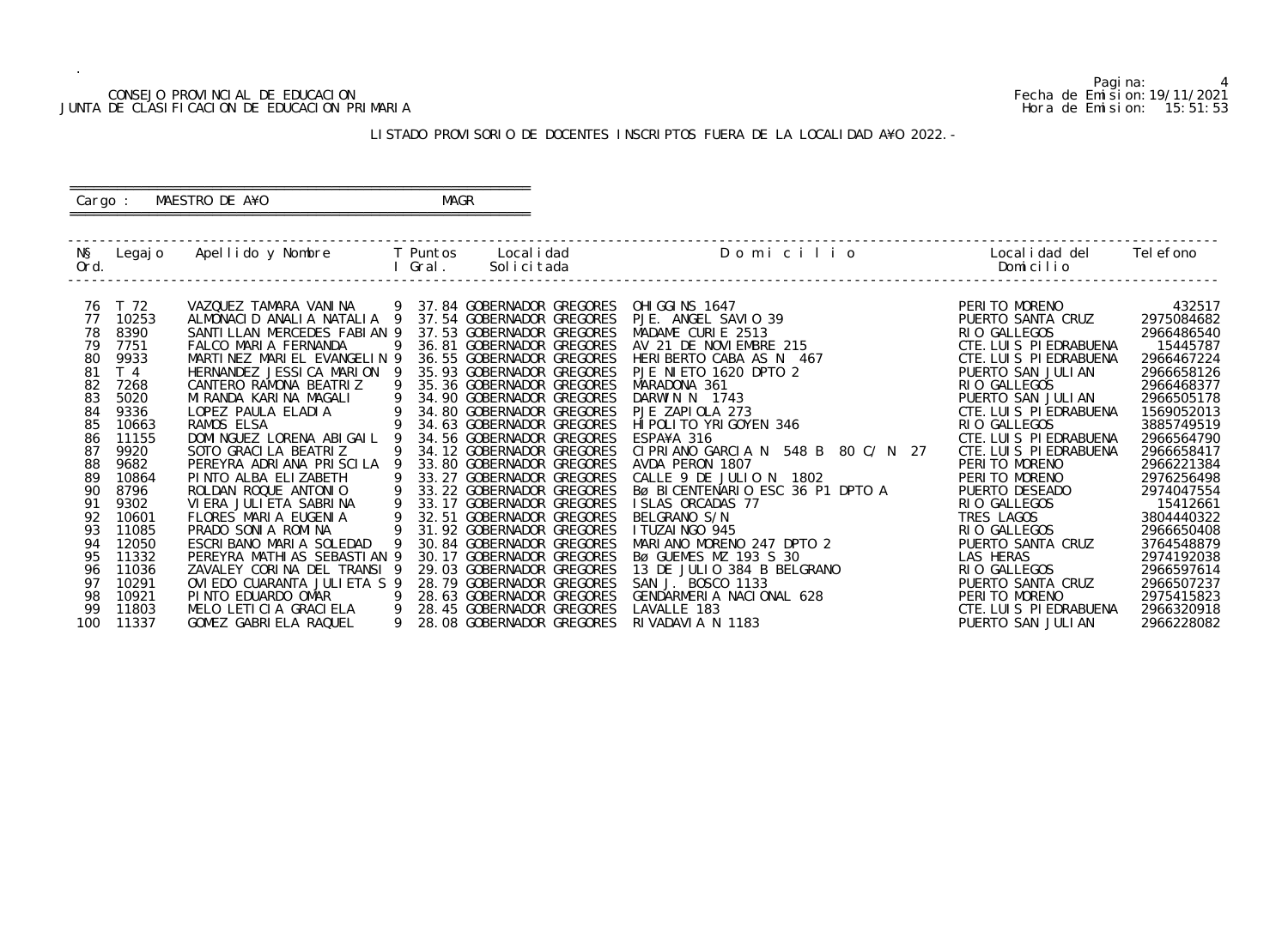CONSEJO PROVINCIAL DE EDUCACION
JUNTA DE CLASIFICACION DE EDUCACION PRIMARIA

Fecha de Emision: 19/11/2021
Hora de Emision: 15:51:53

## LISTADO PROVISORIO DE DOCENTES INSCRIPTOS FUERA DE LA LOCALIDAD A¥O 2022.-

Cargo : MAESTRO DE A¥O MAGR

| N§ Ord. | Legajo | Apellido y Nombre | T I | Puntos Gral. | Localidad Solicitada | D o m i c i l i o | Localidad del Domicilio | Telefono |
|---|---|---|---|---|---|---|---|---|
| 76 | T 72 | VAZQUEZ TAMARA VANINA | 9 | 37.84 | GOBERNADOR GREGORES | OHIGGINS 1647 | PERITO MORENO | 432517 |
| 77 | 10253 | ALMONACID ANALIA NATALIA | 9 | 37.54 | GOBERNADOR GREGORES | PJE. ANGEL SAVIO 39 | PUERTO SANTA CRUZ | 2975084682 |
| 78 | 8390 | SANTILLAN MERCEDES FABIAN | 9 | 37.53 | GOBERNADOR GREGORES | MADAME CURIE 2513 | RIO GALLEGOS | 2966486540 |
| 79 | 7751 | FALCO MARIA FERNANDA | 9 | 36.81 | GOBERNADOR GREGORES | AV 21 DE NOVIEMBRE 215 | CTE.LUIS PIEDRABUENA | 15445787 |
| 80 | 9933 | MARTINEZ MARIEL EVANGELIN | 9 | 36.55 | GOBERNADOR GREGORES | HERIBERTO CABA AS N 467 | CTE.LUIS PIEDRABUENA | 2966467224 |
| 81 | T 4 | HERNANDEZ JESSICA MARION | 9 | 35.93 | GOBERNADOR GREGORES | PJE NIETO 1620 DPTO 2 | PUERTO SAN JULIAN | 2966658126 |
| 82 | 7268 | CANTERO RAMONA BEATRIZ | 9 | 35.36 | GOBERNADOR GREGORES | MARADONA 361 | RIO GALLEGOS | 2966468377 |
| 83 | 5020 | MIRANDA KARINA MAGALI | 9 | 34.90 | GOBERNADOR GREGORES | DARWIN N 1743 | PUERTO SAN JULIAN | 2966505178 |
| 84 | 9336 | LOPEZ PAULA ELADIA | 9 | 34.80 | GOBERNADOR GREGORES | PJE ZAPIOLA 273 | CTE.LUIS PIEDRABUENA | 1569052013 |
| 85 | 10663 | RAMOS ELSA | 9 | 34.63 | GOBERNADOR GREGORES | HIPOLITO YRIGOYEN 346 | RIO GALLEGOS | 3885749519 |
| 86 | 11155 | DOMINGUEZ LORENA ABIGAIL | 9 | 34.56 | GOBERNADOR GREGORES | ESPA¥A 316 | CTE.LUIS PIEDRABUENA | 2966564790 |
| 87 | 9920 | SOTO GRACILA BEATRIZ | 9 | 34.12 | GOBERNADOR GREGORES | CIPRIANO GARCIA N 548 B 80 C/ N 27 | CTE.LUIS PIEDRABUENA | 2966658417 |
| 88 | 9682 | PEREYRA ADRIANA PRISCILA | 9 | 33.80 | GOBERNADOR GREGORES | AVDA PERON 1807 | PERITO MORENO | 2966221384 |
| 89 | 10864 | PINTO ALBA ELIZABETH | 9 | 33.27 | GOBERNADOR GREGORES | CALLE 9 DE JULIO N 1802 | PERITO MORENO | 2976256498 |
| 90 | 8796 | ROLDAN ROQUE ANTONIO | 9 | 33.22 | GOBERNADOR GREGORES | Bø BICENTENARIO ESC 36 P1 DPTO A | PUERTO DESEADO | 2974047554 |
| 91 | 9302 | VIERA JULIETA SABRINA | 9 | 33.17 | GOBERNADOR GREGORES | ISLAS ORCADAS 77 | RIO GALLEGOS | 15412661 |
| 92 | 10601 | FLORES MARIA EUGENIA | 9 | 32.51 | GOBERNADOR GREGORES | BELGRANO S/N | TRES LAGOS | 3804440322 |
| 93 | 11085 | PRADO SONIA ROMINA | 9 | 31.92 | GOBERNADOR GREGORES | ITUZAINGO 945 | RIO GALLEGOS | 2966650408 |
| 94 | 12050 | ESCRIBANO MARIA SOLEDAD | 9 | 30.84 | GOBERNADOR GREGORES | MARIANO MORENO 247 DPTO 2 | PUERTO SANTA CRUZ | 3764548879 |
| 95 | 11332 | PEREYRA MATHIAS SEBASTIAN | 9 | 30.17 | GOBERNADOR GREGORES | Bø GUEMES MZ 193 S 30 | LAS HERAS | 2974192038 |
| 96 | 11036 | ZAVALEY CORINA DEL TRANSI | 9 | 29.03 | GOBERNADOR GREGORES | 13 DE JULIO 384 B BELGRANO | RIO GALLEGOS | 2966597614 |
| 97 | 10291 | OVIEDO CUARANTA JULIETA S | 9 | 28.79 | GOBERNADOR GREGORES | SAN J. BOSCO 1133 | PUERTO SANTA CRUZ | 2966507237 |
| 98 | 10921 | PINTO EDUARDO OMAR | 9 | 28.63 | GOBERNADOR GREGORES | GENDARMERIA NACIONAL 628 | PERITO MORENO | 2975415823 |
| 99 | 11803 | MELO LETICIA GRACIELA | 9 | 28.45 | GOBERNADOR GREGORES | LAVALLE 183 | CTE.LUIS PIEDRABUENA | 2966320918 |
| 100 | 11337 | GOMEZ GABRIELA RAQUEL | 9 | 28.08 | GOBERNADOR GREGORES | RIVADAVIA N 1183 | PUERTO SAN JULIAN | 2966228082 |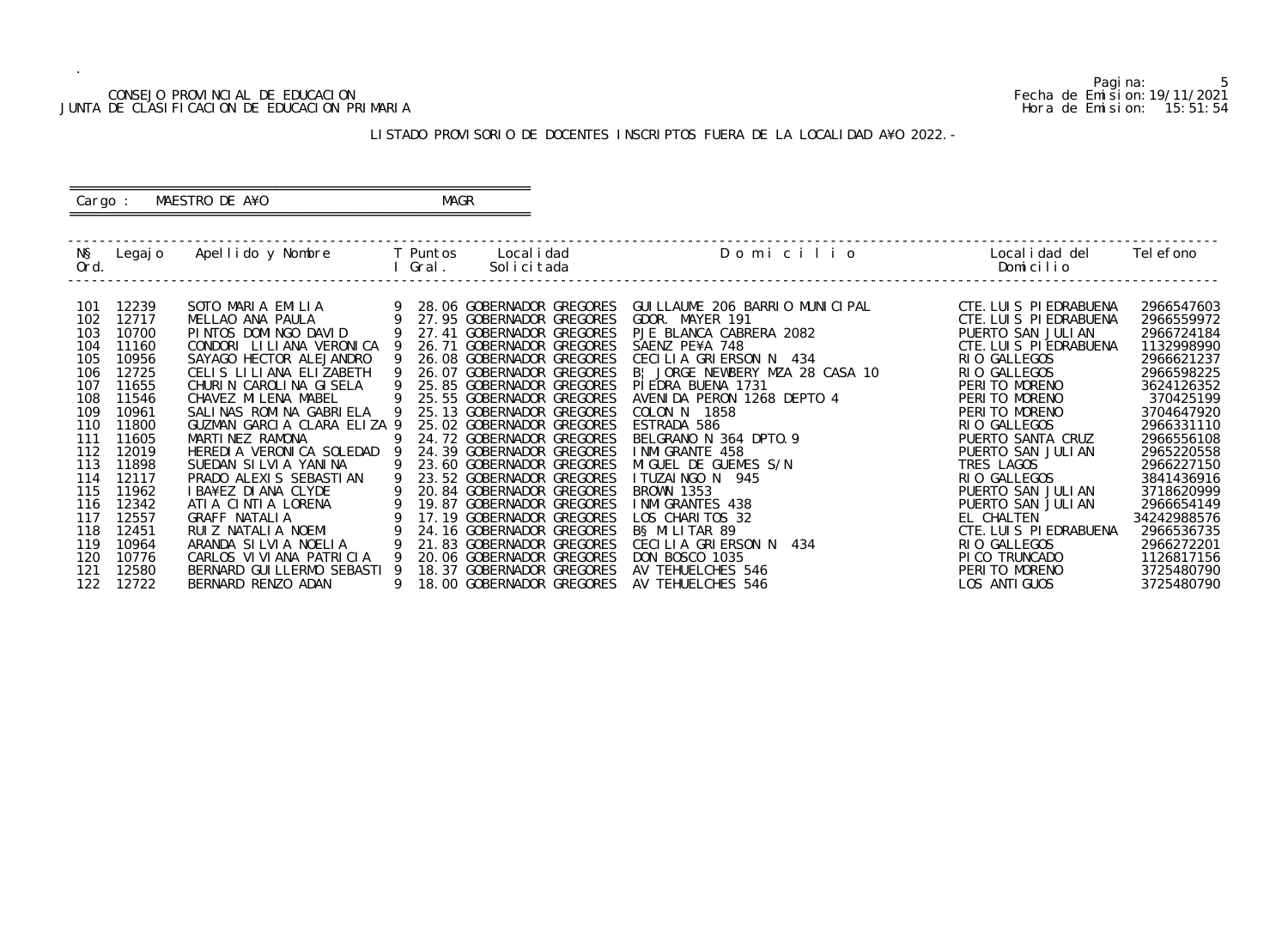CONSEJO PROVINCIAL DE EDUCACION
JUNTA DE CLASIFICACION DE EDUCACION PRIMARIA

Fecha de Emision:19/11/2021
Hora de Emision: 15:51:54

LISTADO PROVISORIO DE DOCENTES INSCRIPTOS FUERA DE LA LOCALIDAD A¥O 2022.-

Cargo : MAESTRO DE A¥O MAGR

| N§ Ord. | Legajo | Apellido y Nombre | T I | Puntos Gral. | Localidad Solicitada | D o m i c i l i o | Localidad del Domicilio | Telefono |
|---|---|---|---|---|---|---|---|---|
| 101 | 12239 | SOTO MARIA EMILIA | 9 | 28.06 | GOBERNADOR GREGORES | GUILLAUME 206 BARRIO MUNICIPAL | CTE. LUIS PIEDRABUENA | 2966547603 |
| 102 | 12717 | MELLAO ANA PAULA | 9 | 27.95 | GOBERNADOR GREGORES | GDOR. MAYER 191 | CTE. LUIS PIEDRABUENA | 2966559972 |
| 103 | 10700 | PINTOS DOMINGO DAVID | 9 | 27.41 | GOBERNADOR GREGORES | PJE BLANCA CABRERA 2082 | PUERTO SAN JULIAN | 2966724184 |
| 104 | 11160 | CONDORI LILIANA VERONICA | 9 | 26.71 | GOBERNADOR GREGORES | SAENZ PE¥A 748 | CTE. LUIS PIEDRABUENA | 1132998990 |
| 105 | 10956 | SAYAGO HECTOR ALEJANDRO | 9 | 26.08 | GOBERNADOR GREGORES | CECILIA GRIERSON N 434 | RIO GALLEGOS | 2966621237 |
| 106 | 12725 | CELIS LILIANA ELIZABETH | 9 | 26.07 | GOBERNADOR GREGORES | B¦ JORGE NEWBERY MZA 28 CASA 10 | RIO GALLEGOS | 2966598225 |
| 107 | 11655 | CHURIN CAROLINA GISELA | 9 | 25.85 | GOBERNADOR GREGORES | PIEDRA BUENA 1731 | PERITO MORENO | 3624126352 |
| 108 | 11546 | CHAVEZ MILENA MABEL | 9 | 25.55 | GOBERNADOR GREGORES | AVENIDA PERON 1268 DEPTO 4 | PERITO MORENO | 370425199 |
| 109 | 10961 | SALINAS ROMINA GABRIELA | 9 | 25.13 | GOBERNADOR GREGORES | COLON N 1858 | PERITO MORENO | 3704647920 |
| 110 | 11800 | GUZMAN GARCIA CLARA ELIZA | 9 | 25.02 | GOBERNADOR GREGORES | ESTRADA 586 | RIO GALLEGOS | 2966331110 |
| 111 | 11605 | MARTINEZ RAMONA | 9 | 24.72 | GOBERNADOR GREGORES | BELGRANO N 364 DPTO.9 | PUERTO SANTA CRUZ | 2966556108 |
| 112 | 12019 | HEREDIA VERONICA SOLEDAD | 9 | 24.39 | GOBERNADOR GREGORES | INMIGRANTE 458 | PUERTO SAN JULIAN | 2965220558 |
| 113 | 11898 | SUEDAN SILVIA YANINA | 9 | 23.60 | GOBERNADOR GREGORES | MIGUEL DE GUEMES S/N | TRES LAGOS | 2966227150 |
| 114 | 12117 | PRADO ALEXIS SEBASTIAN | 9 | 23.52 | GOBERNADOR GREGORES | ITUZAINGO N 945 | RIO GALLEGOS | 3841436916 |
| 115 | 11962 | IBA¥EZ DIANA CLYDE | 9 | 20.84 | GOBERNADOR GREGORES | BROWN 1353 | PUERTO SAN JULIAN | 3718620999 |
| 116 | 12342 | ATIA CINTIA LORENA | 9 | 19.87 | GOBERNADOR GREGORES | INMIGRANTES 438 | PUERTO SAN JULIAN | 2966654149 |
| 117 | 12557 | GRAFF NATALIA | 9 | 17.19 | GOBERNADOR GREGORES | LOS CHARITOS 32 | EL CHALTEN | 34242988576 |
| 118 | 12451 | RUIZ NATALIA NOEMI | 9 | 24.16 | GOBERNADOR GREGORES | B§ MILITAR 89 | CTE. LUIS PIEDRABUENA | 2966536735 |
| 119 | 10964 | ARANDA SILVIA NOELIA | 9 | 21.83 | GOBERNADOR GREGORES | CECILIA GRIERSON N 434 | RIO GALLEGOS | 2966272201 |
| 120 | 10776 | CARLOS VIVIANA PATRICIA | 9 | 20.06 | GOBERNADOR GREGORES | DON BOSCO 1035 | PICO TRUNCADO | 1126817156 |
| 121 | 12580 | BERNARD GUILLERMO SEBASTI | 9 | 18.37 | GOBERNADOR GREGORES | AV TEHUELCHES 546 | PERITO MORENO | 3725480790 |
| 122 | 12722 | BERNARD RENZO ADAN | 9 | 18.00 | GOBERNADOR GREGORES | AV TEHUELCHES 546 | LOS ANTIGUOS | 3725480790 |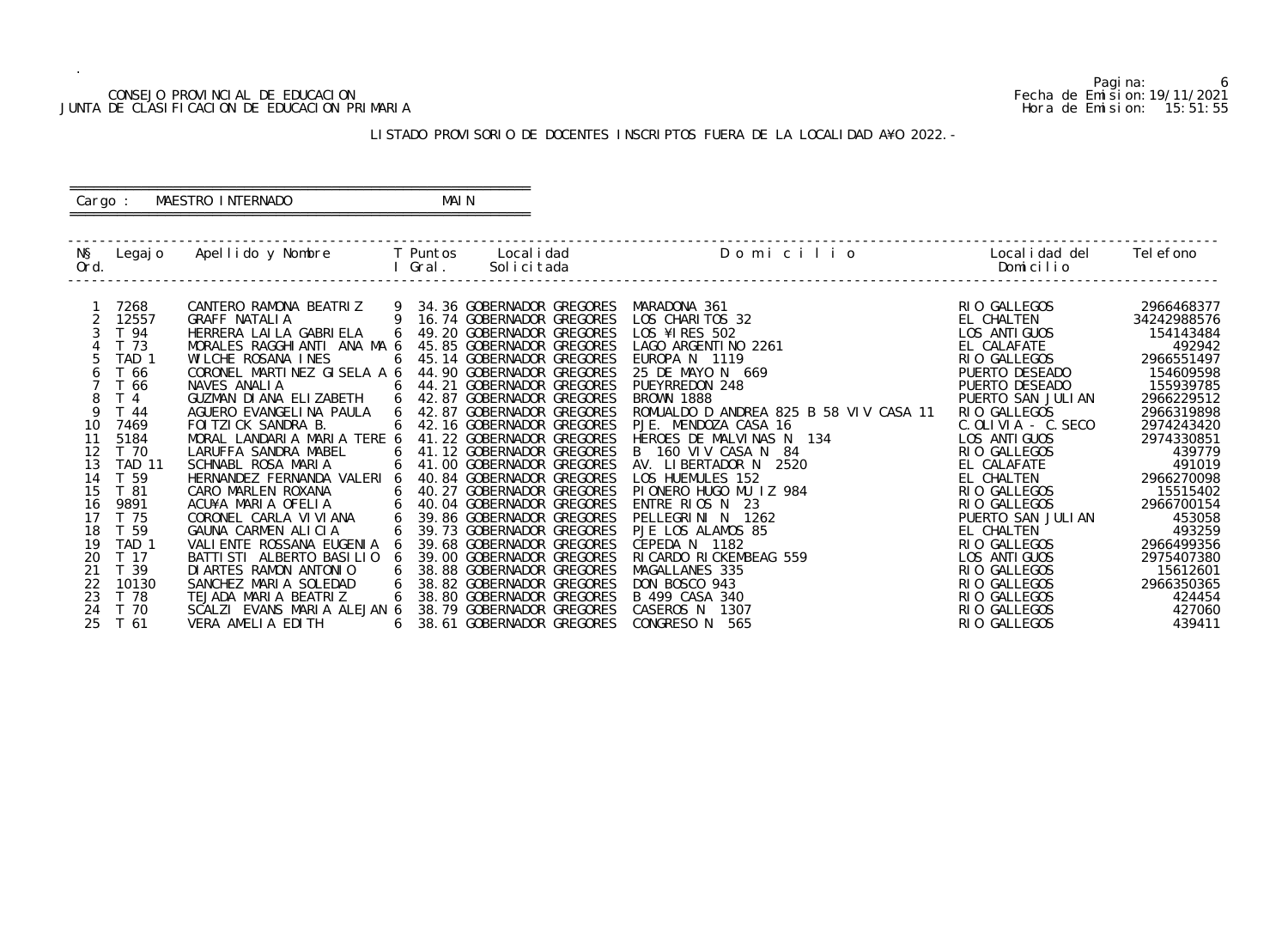CONSEJO PROVINCIAL DE EDUCACION
JUNTA DE CLASIFICACION DE EDUCACION PRIMARIA

Fecha de Emision: 19/11/2021
Hora de Emision: 15:51:55

LISTADO PROVISORIO DE DOCENTES INSCRIPTOS FUERA DE LA LOCALIDAD A¥O 2022.-

Cargo : MAESTRO INTERNADO MAIN

| N§ Ord. | Legajo | Apellido y Nombre | T I | Puntos Gral. | Localidad Solicitada | Domicilio | Localidad del Domicilio | Telefono |
|---|---|---|---|---|---|---|---|---|
| 1 | 7268 | CANTERO RAMONA BEATRIZ | 9 | 34.36 | GOBERNADOR GREGORES | MARADONA 361 | RIO GALLEGOS | 2966468377 |
| 2 | 12557 | GRAFF NATALIA | 9 | 16.74 | GOBERNADOR GREGORES | LOS CHARITOS 32 | EL CHALTEN | 34242988576 |
| 3 | T 94 | HERRERA LAILA GABRIELA | 6 | 49.20 | GOBERNADOR GREGORES | LOS ¥IRES 502 | LOS ANTIGUOS | 154143484 |
| 4 | T 73 | MORALES RAGGHIANTI ANA MA | 6 | 45.85 | GOBERNADOR GREGORES | LAGO ARGENTINO 2261 | EL CALAFATE | 492942 |
| 5 | TAD 1 | WILCHE ROSANA INES | 6 | 45.14 | GOBERNADOR GREGORES | EUROPA N 1119 | RIO GALLEGOS | 2966551497 |
| 6 | T 66 | CORONEL MARTINEZ GISELA A | 6 | 44.90 | GOBERNADOR GREGORES | 25 DE MAYO N 669 | PUERTO DESEADO | 154609598 |
| 7 | T 66 | NAVES ANALIA | 6 | 44.21 | GOBERNADOR GREGORES | PUEYRREDON 248 | PUERTO DESEADO | 155939785 |
| 8 | T 4 | GUZMAN DIANA ELIZABETH | 6 | 42.87 | GOBERNADOR GREGORES | BROWN 1888 | PUERTO SAN JULIAN | 2966229512 |
| 9 | T 44 | AGUERO EVANGELINA PAULA | 6 | 42.87 | GOBERNADOR GREGORES | ROMUALDO D ANDREA 825 B 58 VIV CASA 11 | RIO GALLEGOS | 2966319898 |
| 10 | 7469 | FOITZICK SANDRA B. | 6 | 42.16 | GOBERNADOR GREGORES | PJE. MENDOZA CASA 16 | C.OLIVIA - C.SECO | 2974243420 |
| 11 | 5184 | MORAL LANDARIA MARIA TERE | 6 | 41.22 | GOBERNADOR GREGORES | HEROES DE MALVINAS N 134 | LOS ANTIGUOS | 2974330851 |
| 12 | T 70 | LARUFFA SANDRA MABEL | 6 | 41.12 | GOBERNADOR GREGORES | B 160 VIV CASA N 84 | RIO GALLEGOS | 439779 |
| 13 | TAD 11 | SCHNABL ROSA MARIA | 6 | 41.00 | GOBERNADOR GREGORES | AV. LIBERTADOR N 2520 | EL CALAFATE | 491019 |
| 14 | T 59 | HERNANDEZ FERNANDA VALERI | 6 | 40.84 | GOBERNADOR GREGORES | LOS HUEMULES 152 | EL CHALTEN | 2966270098 |
| 15 | T 81 | CARO MARLEN ROXANA | 6 | 40.27 | GOBERNADOR GREGORES | PIONERO HUGO MU IZ 984 | RIO GALLEGOS | 15515402 |
| 16 | 9891 | ACU¥A MARIA OFELIA | 6 | 40.04 | GOBERNADOR GREGORES | ENTRE RIOS N 23 | RIO GALLEGOS | 2966700154 |
| 17 | T 75 | CORONEL CARLA VIVIANA | 6 | 39.86 | GOBERNADOR GREGORES | PELLEGRINI N 1262 | PUERTO SAN JULIAN | 453058 |
| 18 | T 59 | GAUNA CARMEN ALICIA | 6 | 39.73 | GOBERNADOR GREGORES | PJE LOS ALAMOS 85 | EL CHALTEN | 493259 |
| 19 | TAD 1 | VALIENTE ROSSANA EUGENIA | 6 | 39.68 | GOBERNADOR GREGORES | CEPEDA N 1182 | RIO GALLEGOS | 2966499356 |
| 20 | T 17 | BATTISTI ALBERTO BASILIO | 6 | 39.00 | GOBERNADOR GREGORES | RICARDO RICKEMBEAG 559 | LOS ANTIGUOS | 2975407380 |
| 21 | T 39 | DIARTES RAMON ANTONIO | 6 | 38.88 | GOBERNADOR GREGORES | MAGALLANES 335 | RIO GALLEGOS | 15612601 |
| 22 | 10130 | SANCHEZ MARIA SOLEDAD | 6 | 38.82 | GOBERNADOR GREGORES | DON BOSCO 943 | RIO GALLEGOS | 2966350365 |
| 23 | T 78 | TEJADA MARIA BEATRIZ | 6 | 38.80 | GOBERNADOR GREGORES | B 499 CASA 340 | RIO GALLEGOS | 424454 |
| 24 | T 70 | SCALZI EVANS MARIA ALEJAN | 6 | 38.79 | GOBERNADOR GREGORES | CASEROS N 1307 | RIO GALLEGOS | 427060 |
| 25 | T 61 | VERA AMELIA EDITH | 6 | 38.61 | GOBERNADOR GREGORES | CONGRESO N 565 | RIO GALLEGOS | 439411 |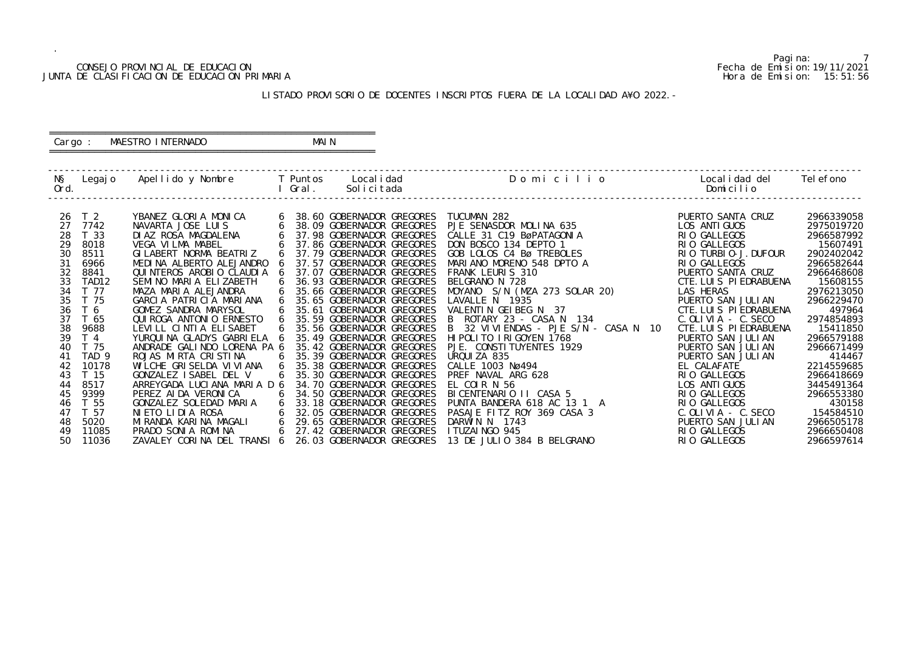CONSEJO PROVINCIAL DE EDUCACION
JUNTA DE CLASIFICACION DE EDUCACION PRIMARIA

Fecha de Emision: 19/11/2021
Hora de Emision: 15:51:56

LISTADO PROVISORIO DE DOCENTES INSCRIPTOS FUERA DE LA LOCALIDAD A¥O 2022.-

Cargo : MAESTRO INTERNADO MAIN

| N§ Ord. | Legajo | Apellido y Nombre | T I | Puntos Gral. | Localidad Solicitada | D o m i c i l i o | Localidad del Domicilio | Telefono |
|---|---|---|---|---|---|---|---|---|
| 26 | T 2 | YBANEZ GLORIA MONICA | 6 | 38.60 | GOBERNADOR GREGORES | TUCUMAN 282 | PUERTO SANTA CRUZ | 2966339058 |
| 27 | 7742 | NAVARTA JOSE LUIS | 6 | 38.09 | GOBERNADOR GREGORES | PJE SENASDOR MOLINA 635 | LOS ANTIGUOS | 2975019720 |
| 28 | T 33 | DIAZ ROSA MAGDALENA | 6 | 37.98 | GOBERNADOR GREGORES | CALLE 31 C19 BøPATAGONIA | RIO GALLEGOS | 2966587992 |
| 29 | 8018 | VEGA VILMA MABEL | 6 | 37.86 | GOBERNADOR GREGORES | DON BOSCO 134 DEPTO 1 | RIO GALLEGOS | 15607491 |
| 30 | 8511 | GILABERT NORMA BEATRIZ | 6 | 37.79 | GOBERNADOR GREGORES | GOB LOLOS C4 Bø TREBOLES | RIO TURBIO-J.DUFOUR | 2902402042 |
| 31 | 6966 | MEDINA ALBERTO ALEJANDRO | 6 | 37.57 | GOBERNADOR GREGORES | MARIANO MORENO 548 DPTO A | RIO GALLEGOS | 2966582644 |
| 32 | 8841 | QUINTEROS AROBIO CLAUDIA | 6 | 37.07 | GOBERNADOR GREGORES | FRANK LEURIS 310 | PUERTO SANTA CRUZ | 2966468608 |
| 33 | TAD12 | SEMINO MARIA ELIZABETH | 6 | 36.93 | GOBERNADOR GREGORES | BELGRANO N 728 | CTE.LUIS PIEDRABUENA | 15608155 |
| 34 | T 77 | MAZA MARIA ALEJANDRA | 6 | 35.66 | GOBERNADOR GREGORES | MOYANO S/N (MZA 273 SOLAR 20) | LAS HERAS | 2976213050 |
| 35 | T 75 | GARCIA PATRICIA MARIANA | 6 | 35.65 | GOBERNADOR GREGORES | LAVALLE N 1935 | PUERTO SAN JULIAN | 2966229470 |
| 36 | T 6 | GOMEZ SANDRA MARYSOL | 6 | 35.61 | GOBERNADOR GREGORES | VALENTIN GEIBEG N 37 | CTE.LUIS PIEDRABUENA | 497964 |
| 37 | T 65 | QUIROGA ANTONIO ERNESTO | 6 | 35.59 | GOBERNADOR GREGORES | B ROTARY 23 - CASA N 134 | C.OLIVIA - C.SECO | 2974854893 |
| 38 | 9688 | LEVILL CINTIA ELISABET | 6 | 35.56 | GOBERNADOR GREGORES | B 32 VIVIENDAS - PJE S/N - CASA N 10 | CTE.LUIS PIEDRABUENA | 15411850 |
| 39 | T 4 | YURQUINA GLADYS GABRIELA | 6 | 35.49 | GOBERNADOR GREGORES | HIPOLITO IRIGOYEN 1768 | PUERTO SAN JULIAN | 2966579188 |
| 40 | T 75 | ANDRADE GALINDO LORENA PA | 6 | 35.42 | GOBERNADOR GREGORES | PJE. CONSTITUYENTES 1929 | PUERTO SAN JULIAN | 2966671499 |
| 41 | TAD 9 | ROJAS MIRTA CRISTINA | 6 | 35.39 | GOBERNADOR GREGORES | URQUIZA 835 | PUERTO SAN JULIAN | 414467 |
| 42 | 10178 | WILCHE GRISELDA VIVIANA | 6 | 35.38 | GOBERNADOR GREGORES | CALLE 1003 Nø494 | EL CALAFATE | 2214559685 |
| 43 | T 15 | GONZALEZ ISABEL DEL V | 6 | 35.30 | GOBERNADOR GREGORES | PREF NAVAL ARG 628 | RIO GALLEGOS | 2966418669 |
| 44 | 8517 | ARREYGADA LUCIANA MARIA D | 6 | 34.70 | GOBERNADOR GREGORES | EL COIR N 56 | LOS ANTIGUOS | 3445491364 |
| 45 | 9399 | PEREZ AIDA VERONICA | 6 | 34.50 | GOBERNADOR GREGORES | BICENTENARIO II CASA 5 | RIO GALLEGOS | 2966553380 |
| 46 | T 55 | GONZALEZ SOLEDAD MARIA | 6 | 33.18 | GOBERNADOR GREGORES | PUNTA BANDERA 618 AC 13 1 A | RIO GALLEGOS | 430158 |
| 47 | T 57 | NIETO LIDIA ROSA | 6 | 32.05 | GOBERNADOR GREGORES | PASAJE FITZ ROY 369 CASA 3 | C.OLIVIA - C.SECO | 154584510 |
| 48 | 5020 | MIRANDA KARINA MAGALI | 6 | 29.65 | GOBERNADOR GREGORES | DARWIN N 1743 | PUERTO SAN JULIAN | 2966505178 |
| 49 | 11085 | PRADO SONIA ROMINA | 6 | 27.42 | GOBERNADOR GREGORES | ITUZAINGO 945 | RIO GALLEGOS | 2966650408 |
| 50 | 11036 | ZAVALEY CORINA DEL TRANSI | 6 | 26.03 | GOBERNADOR GREGORES | 13 DE JULIO 384 B BELGRANO | RIO GALLEGOS | 2966597614 |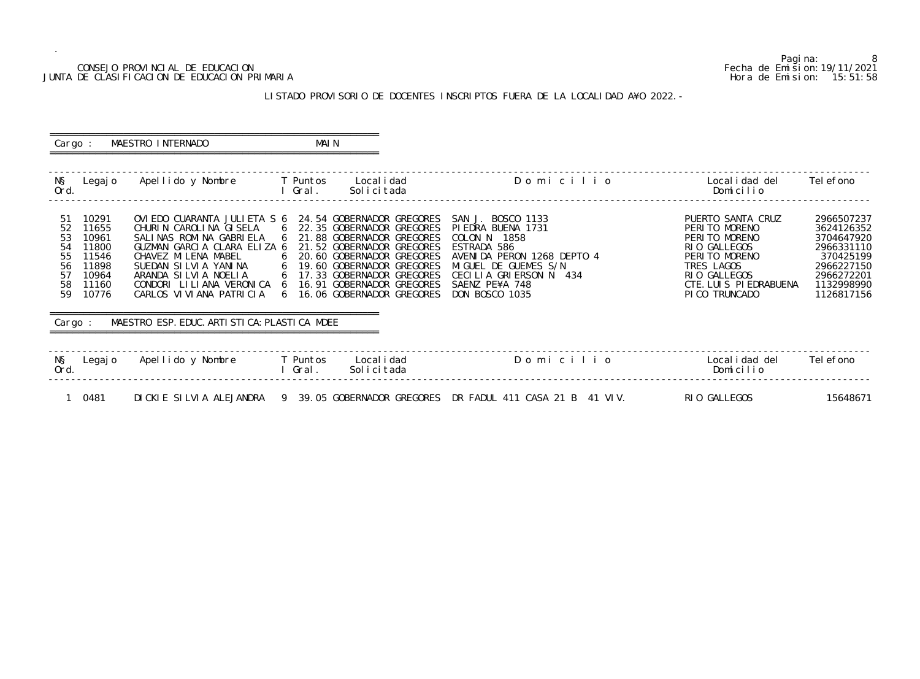CONSEJO PROVINCIAL DE EDUCACION
JUNTA DE CLASIFICACION DE EDUCACION PRIMARIA

Fecha de Emision:19/11/2021
Hora de Emision: 15:51:58

LISTADO PROVISORIO DE DOCENTES INSCRIPTOS FUERA DE LA LOCALIDAD A¥O 2022.-

Cargo : MAESTRO INTERNADO MAIN

| N§ Ord. | Legajo | Apellido y Nombre | T I | Puntos Gral. | Localidad Solicitada | Domicilio | Localidad del Domicilio | Telefono |
|---|---|---|---|---|---|---|---|---|
| 51 | 10291 | OVIEDO CUARANTA JULIETA S | 6 | 24.54 | GOBERNADOR GREGORES | SAN J. BOSCO 1133 | PUERTO SANTA CRUZ | 2966507237 |
| 52 | 11655 | CHURIN CAROLINA GISELA | 6 | 22.35 | GOBERNADOR GREGORES | PIEDRA BUENA 1731 | PERITO MORENO | 3624126352 |
| 53 | 10961 | SALINAS ROMINA GABRIELA | 6 | 21.88 | GOBERNADOR GREGORES | COLON N 1858 | PERITO MORENO | 3704647920 |
| 54 | 11800 | GUZMAN GARCIA CLARA ELIZA | 6 | 21.52 | GOBERNADOR GREGORES | ESTRADA 586 | RIO GALLEGOS | 2966331110 |
| 55 | 11546 | CHAVEZ MILENA MABEL | 6 | 20.60 | GOBERNADOR GREGORES | AVENIDA PERON 1268 DEPTO 4 | PERITO MORENO | 370425199 |
| 56 | 11898 | SUEDAN SILVIA YANINA | 6 | 19.60 | GOBERNADOR GREGORES | MIGUEL DE GUEMES S/N | TRES LAGOS | 2966227150 |
| 57 | 10964 | ARANDA SILVIA NOELIA | 6 | 17.33 | GOBERNADOR GREGORES | CECILIA GRIERSON N 434 | RIO GALLEGOS | 2966272201 |
| 58 | 11160 | CONDORI LILIANA VERONICA | 6 | 16.91 | GOBERNADOR GREGORES | SAENZ PE¥A 748 | CTE.LUIS PIEDRABUENA | 1132998990 |
| 59 | 10776 | CARLOS VIVIANA PATRICIA | 6 | 16.06 | GOBERNADOR GREGORES | DON BOSCO 1035 | PICO TRUNCADO | 1126817156 |

Cargo : MAESTRO ESP.EDUC.ARTISTICA:PLASTICA MDEE

| N§ Ord. | Legajo | Apellido y Nombre | T I | Puntos Gral. | Localidad Solicitada | Domicilio | Localidad del Domicilio | Telefono |
|---|---|---|---|---|---|---|---|---|
| 1 | 0481 | DICKIE SILVIA ALEJANDRA | 9 | 39.05 | GOBERNADOR GREGORES | DR FADUL 411 CASA 21 B 41 VIV. | RIO GALLEGOS | 15648671 |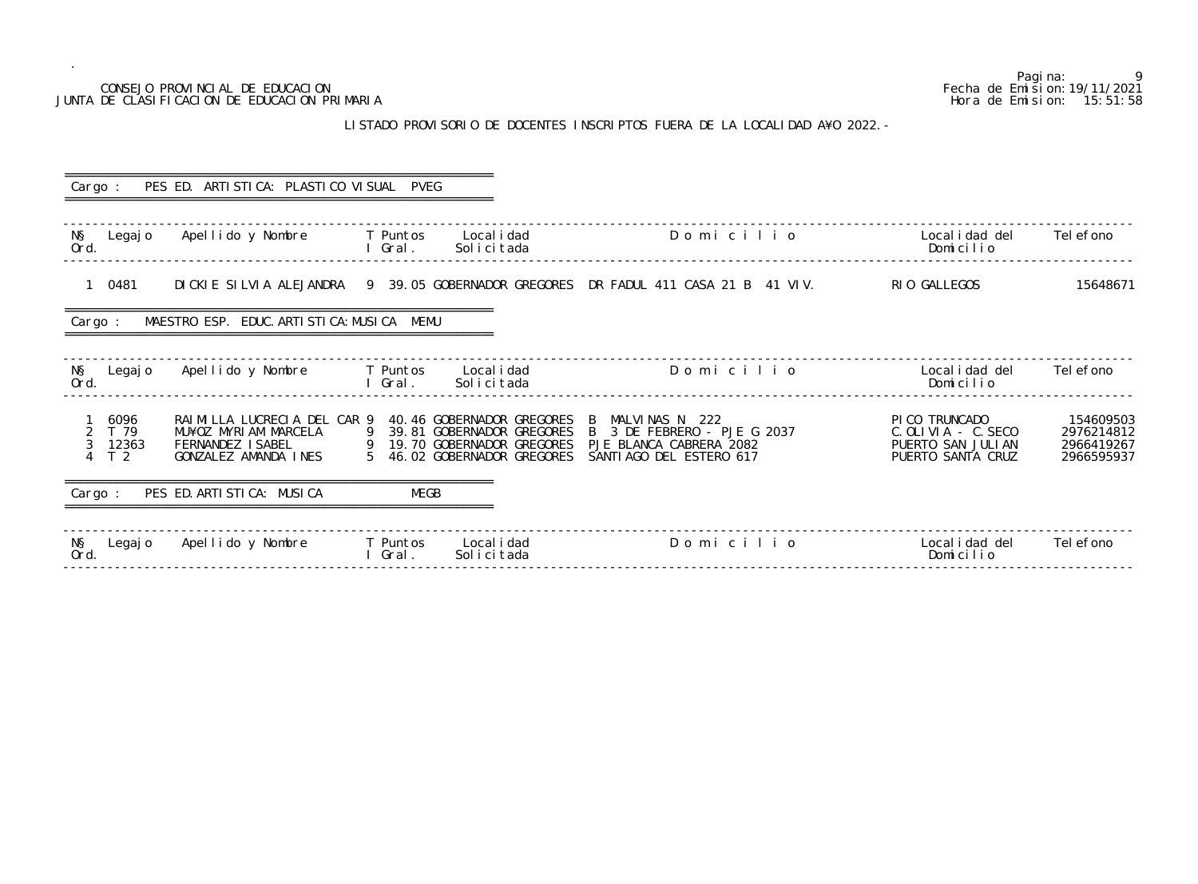CONSEJO PROVINCIAL DE EDUCACION
JUNTA DE CLASIFICACION DE EDUCACION PRIMARIA

Pagina: 9
Fecha de Emision: 19/11/2021
Hora de Emision: 15:51:58

LISTADO PROVISORIO DE DOCENTES INSCRIPTOS FUERA DE LA LOCALIDAD A¥O 2022.-

Cargo : PES ED. ARTISTICA: PLASTICO VISUAL PVEG

| N§ Ord. | Legajo | Apellido y Nombre | T I | Puntos Gral. | Localidad Solicitada | Domicilio | Localidad del Domicilio | Telefono |
|---|---|---|---|---|---|---|---|---|
| 1 | 0481 | DICKIE SILVIA ALEJANDRA | 9 | 39.05 | GOBERNADOR GREGORES | DR FADUL 411 CASA 21 B 41 VIV. | RIO GALLEGOS | 15648671 |

Cargo : MAESTRO ESP. EDUC.ARTISTICA:MUSICA MEMU

| N§ Ord. | Legajo | Apellido y Nombre | T I | Puntos Gral. | Localidad Solicitada | Domicilio | Localidad del Domicilio | Telefono |
|---|---|---|---|---|---|---|---|---|
| 1 | 6096 | RAIMILLA LUCRECIA DEL CAR | 9 | 40.46 | GOBERNADOR GREGORES | B MALVINAS N 222 | PICO TRUNCADO | 154609503 |
| 2 | T 79 | MU¥OZ MYRIAM MARCELA | 9 | 39.81 | GOBERNADOR GREGORES | B 3 DE FEBRERO - PJE G 2037 | C.OLIVIA - C.SECO | 2976214812 |
| 3 | 12363 | FERNANDEZ ISABEL | 9 | 19.70 | GOBERNADOR GREGORES | PJE BLANCA CABRERA 2082 | PUERTO SAN JULIAN | 2966419267 |
| 4 | T 2 | GONZALEZ AMANDA INES | 5 | 46.02 | GOBERNADOR GREGORES | SANTIAGO DEL ESTERO 617 | PUERTO SANTA CRUZ | 2966595937 |

Cargo : PES ED.ARTISTICA: MUSICA MEGB

| N§ Ord. | Legajo | Apellido y Nombre | T I | Puntos Gral. | Localidad Solicitada | Domicilio | Localidad del Domicilio | Telefono |
|---|---|---|---|---|---|---|---|---|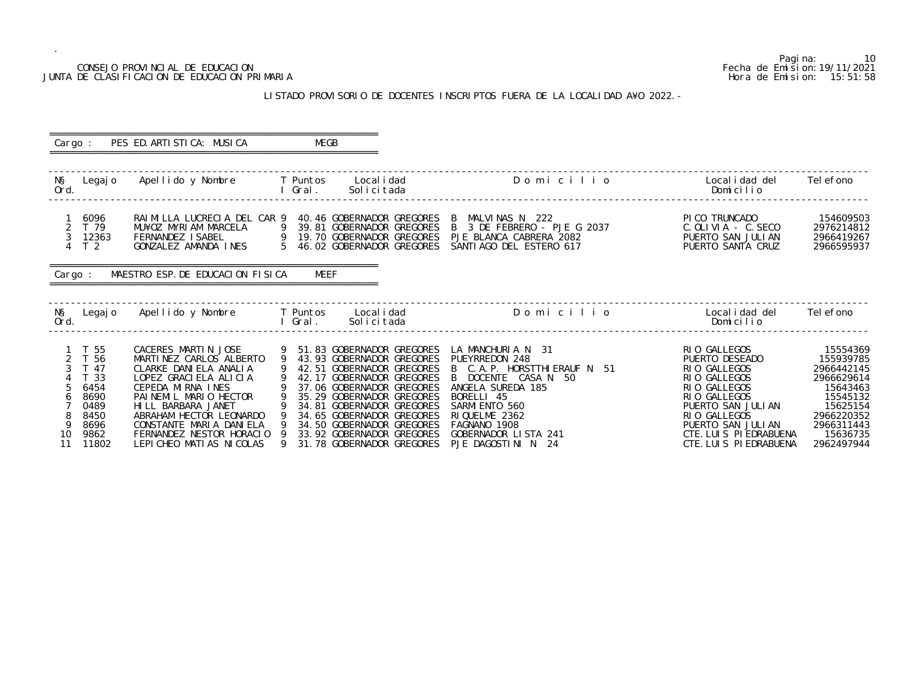CONSEJO PROVINCIAL DE EDUCACION
JUNTA DE CLASIFICACION DE EDUCACION PRIMARIA

Pagina: 10
Fecha de Emision: 19/11/2021
Hora de Emision: 15:51:58

## LISTADO PROVISORIO DE DOCENTES INSCRIPTOS FUERA DE LA LOCALIDAD A¥O 2022.-

**Cargo : PES ED.ARTISTICA: MUSICA — MEGB**

| N§ Ord. | Legajo | Apellido y Nombre | T I | Puntos Gral. | Localidad Solicitada | Domicilio | Localidad del Domicilio | Telefono |
|---|---|---|---|---|---|---|---|---|
| 1 | 6096 | RAIMILLA LUCRECIA DEL CAR | 9 | 40.46 | GOBERNADOR GREGORES | B MALVINAS N 222 | PICO TRUNCADO | 154609503 |
| 2 | T 79 | MU¥OZ MYRIAM MARCELA | 9 | 39.81 | GOBERNADOR GREGORES | B 3 DE FEBRERO - PJE G 2037 | C.OLIVIA - C.SECO | 2976214812 |
| 3 | 12363 | FERNANDEZ ISABEL | 9 | 19.70 | GOBERNADOR GREGORES | PJE BLANCA CABRERA 2082 | PUERTO SAN JULIAN | 2966419267 |
| 4 | T 2 | GONZALEZ AMANDA INES | 5 | 46.02 | GOBERNADOR GREGORES | SANTIAGO DEL ESTERO 617 | PUERTO SANTA CRUZ | 2966595937 |

**Cargo : MAESTRO ESP.DE EDUCACION FISICA — MEEF**

| N§ Ord. | Legajo | Apellido y Nombre | T I | Puntos Gral. | Localidad Solicitada | Domicilio | Localidad del Domicilio | Telefono |
|---|---|---|---|---|---|---|---|---|
| 1 | T 55 | CACERES MARTIN JOSE | 9 | 51.83 | GOBERNADOR GREGORES | LA MANCHURIA N 31 | RIO GALLEGOS | 15554369 |
| 2 | T 56 | MARTINEZ CARLOS ALBERTO | 9 | 43.93 | GOBERNADOR GREGORES | PUEYRREDON 248 | PUERTO DESEADO | 155939785 |
| 3 | T 47 | CLARKE DANIELA ANALIA | 9 | 42.51 | GOBERNADOR GREGORES | B C.A.P. HORSTTHIERAUF N 51 | RIO GALLEGOS | 2966442145 |
| 4 | T 33 | LOPEZ GRACIELA ALICIA | 9 | 42.17 | GOBERNADOR GREGORES | B DOCENTE CASA N 50 | RIO GALLEGOS | 2966629614 |
| 5 | 6454 | CEPEDA MIRNA INES | 9 | 37.06 | GOBERNADOR GREGORES | ANGELA SUREDA 185 | RIO GALLEGOS | 15643463 |
| 6 | 8690 | PAINEMIL MARIO HECTOR | 9 | 35.29 | GOBERNADOR GREGORES | BORELLI 45 | RIO GALLEGOS | 15545132 |
| 7 | 0489 | HILL BARBARA JANET | 9 | 34.81 | GOBERNADOR GREGORES | SARMIENTO 560 | PUERTO SAN JULIAN | 15625154 |
| 8 | 8450 | ABRAHAM HECTOR LEONARDO | 9 | 34.65 | GOBERNADOR GREGORES | RIQUELME 2362 | RIO GALLEGOS | 2966220352 |
| 9 | 8696 | CONSTANTE MARIA DANIELA | 9 | 34.50 | GOBERNADOR GREGORES | FAGNANO 1908 | PUERTO SAN JULIAN | 2966311443 |
| 10 | 9862 | FERNANDEZ NESTOR HORACIO | 9 | 33.92 | GOBERNADOR GREGORES | GOBERNADOR LISTA 241 | CTE.LUIS PIEDRABUENA | 15636735 |
| 11 | 11802 | LEPICHEO MATIAS NICOLAS | 9 | 31.78 | GOBERNADOR GREGORES | PJE DAGOSTINI N 24 | CTE.LUIS PIEDRABUENA | 2962497944 |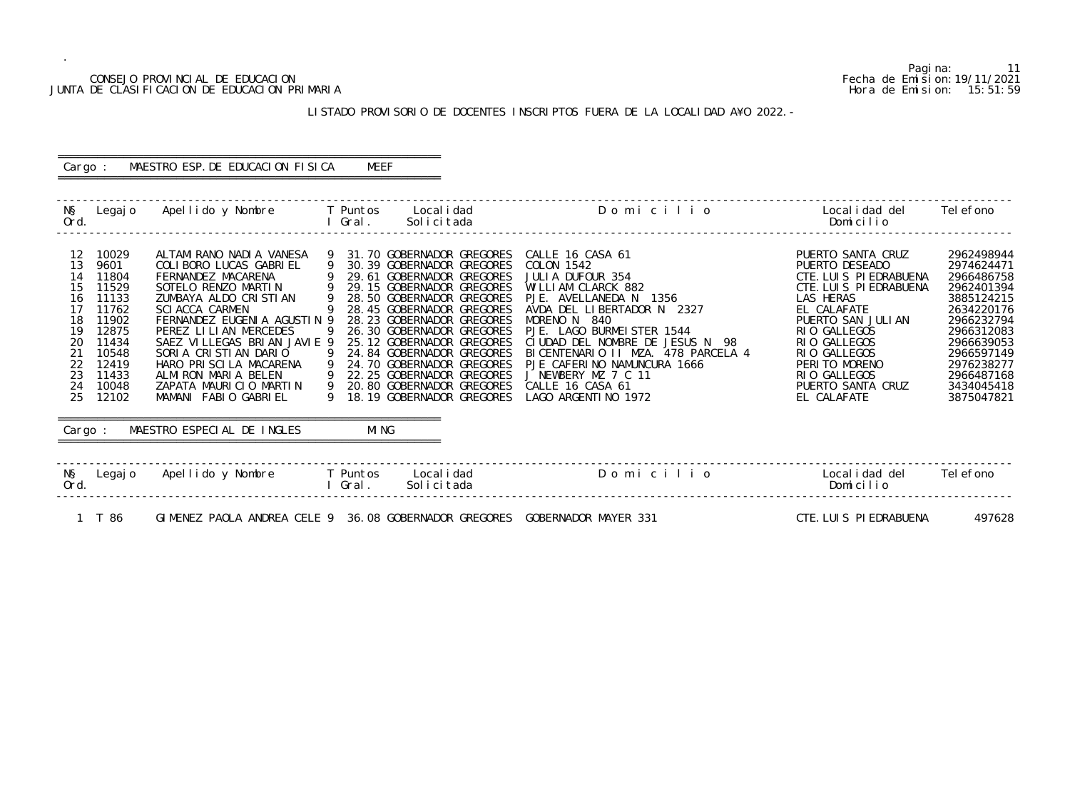CONSEJO PROVINCIAL DE EDUCACION
JUNTA DE CLASIFICACION DE EDUCACION PRIMARIA

Fecha de Emision: 19/11/2021
Hora de Emision: 15:51:59

LISTADO PROVISORIO DE DOCENTES INSCRIPTOS FUERA DE LA LOCALIDAD A¥O 2022.-

Cargo : MAESTRO ESP.DE EDUCACION FISICA MEEF

| N§ Ord. | Legajo | Apellido y Nombre | T I | Puntos Gral. | Localidad Solicitada | Domicilio | Localidad del Domicilio | Telefono |
|---|---|---|---|---|---|---|---|---|
| 12 | 10029 | ALTAMIRANO NADIA VANESA | 9 | 31.70 | GOBERNADOR GREGORES | CALLE 16 CASA 61 | PUERTO SANTA CRUZ | 2962498944 |
| 13 | 9601 | COLIBORO LUCAS GABRIEL | 9 | 30.39 | GOBERNADOR GREGORES | COLON 1542 | PUERTO DESEADO | 2974624471 |
| 14 | 11804 | FERNANDEZ MACARENA | 9 | 29.61 | GOBERNADOR GREGORES | JULIA DUFOUR 354 | CTE.LUIS PIEDRABUENA | 2966486758 |
| 15 | 11529 | SOTELO RENZO MARTIN | 9 | 29.15 | GOBERNADOR GREGORES | WILLIAM CLARCK 882 | CTE.LUIS PIEDRABUENA | 2962401394 |
| 16 | 11133 | ZUMBAYA ALDO CRISTIAN | 9 | 28.50 | GOBERNADOR GREGORES | PJE. AVELLANEDA N 1356 | LAS HERAS | 3885124215 |
| 17 | 11762 | SCIACCA CARMEN | 9 | 28.45 | GOBERNADOR GREGORES | AVDA DEL LIBERTADOR N 2327 | EL CALAFATE | 2634220176 |
| 18 | 11902 | FERNANDEZ EUGENIA AGUSTIN | 9 | 28.23 | GOBERNADOR GREGORES | MORENO N 840 | PUERTO SAN JULIAN | 2966232794 |
| 19 | 12875 | PEREZ LILIAN MERCEDES | 9 | 26.30 | GOBERNADOR GREGORES | PJE. LAGO BURMEISTER 1544 | RIO GALLEGOS | 2966312083 |
| 20 | 11434 | SAEZ VILLEGAS BRIAN JAVIE | 9 | 25.12 | GOBERNADOR GREGORES | CIUDAD DEL NOMBRE DE JESUS N 98 | RIO GALLEGOS | 2966639053 |
| 21 | 10548 | SORIA CRISTIAN DARIO | 9 | 24.84 | GOBERNADOR GREGORES | BICENTENARIO II MZA. 478 PARCELA 4 | RIO GALLEGOS | 2966597149 |
| 22 | 12419 | HARO PRISCILA MACARENA | 9 | 24.70 | GOBERNADOR GREGORES | PJE CAFERINO NAMUNCURA 1666 | PERITO MORENO | 2976238277 |
| 23 | 11433 | ALMIRON MARIA BELEN | 9 | 22.25 | GOBERNADOR GREGORES | J NEWBERY MZ 7 C 11 | RIO GALLEGOS | 2966487168 |
| 24 | 10048 | ZAPATA MAURICIO MARTIN | 9 | 20.80 | GOBERNADOR GREGORES | CALLE 16 CASA 61 | PUERTO SANTA CRUZ | 3434045418 |
| 25 | 12102 | MAMANI FABIO GABRIEL | 9 | 18.19 | GOBERNADOR GREGORES | LAGO ARGENTINO 1972 | EL CALAFATE | 3875047821 |

Cargo : MAESTRO ESPECIAL DE INGLES MING

| N§ Ord. | Legajo | Apellido y Nombre | T I | Puntos Gral. | Localidad Solicitada | Domicilio | Localidad del Domicilio | Telefono |
|---|---|---|---|---|---|---|---|---|
| 1 | T 86 | GIMENEZ PAOLA ANDREA CELE | 9 | 36.08 | GOBERNADOR GREGORES | GOBERNADOR MAYER 331 | CTE.LUIS PIEDRABUENA | 497628 |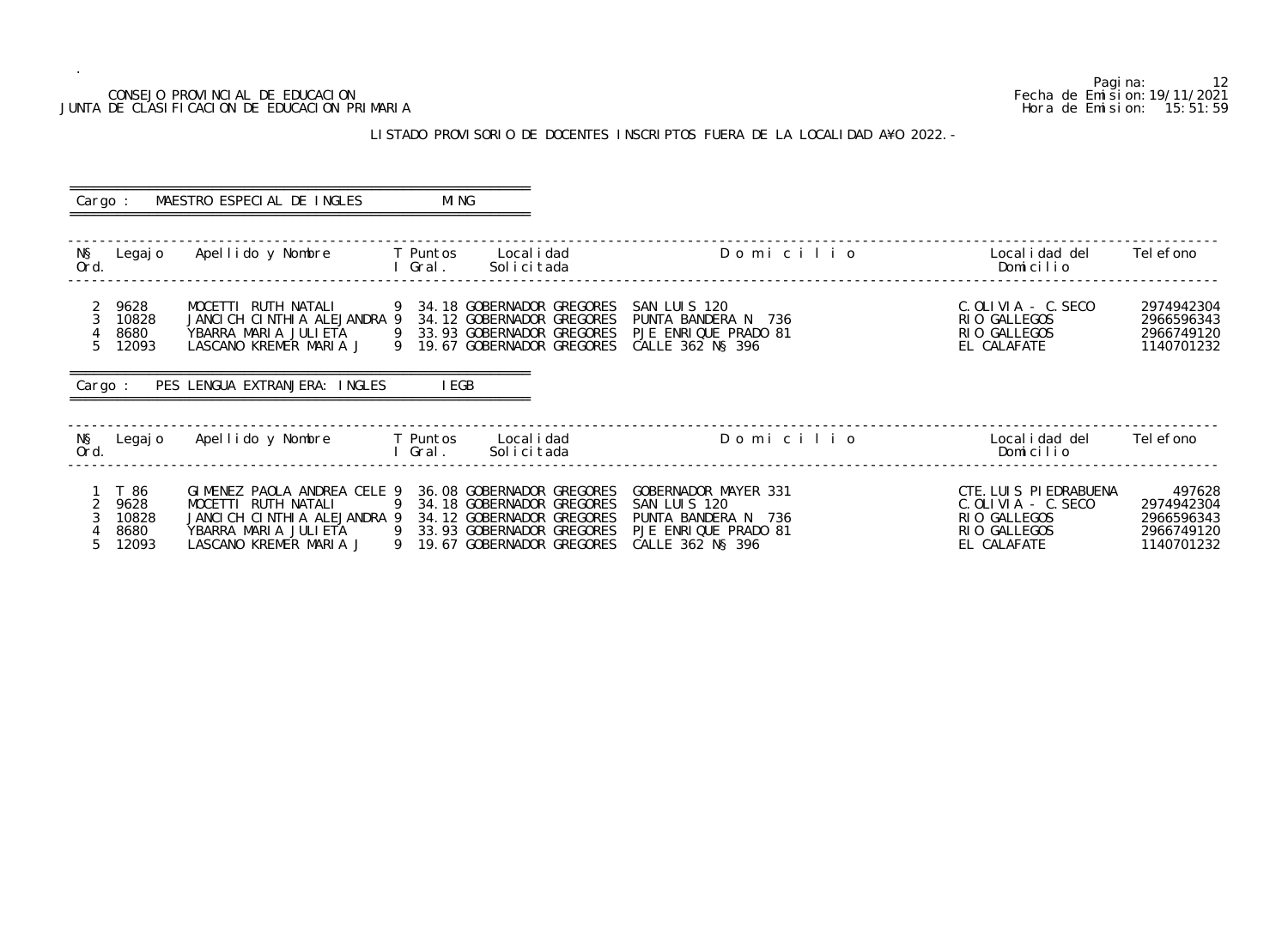CONSEJO PROVINCIAL DE EDUCACION
JUNTA DE CLASIFICACION DE EDUCACION PRIMARIA

Fecha de Emision: 19/11/2021
Hora de Emision: 15:51:59

LISTADO PROVISORIO DE DOCENTES INSCRIPTOS FUERA DE LA LOCALIDAD A¥O 2022.-

Cargo : MAESTRO ESPECIAL DE INGLES    MING

| N§ Ord. | Legajo | Apellido y Nombre | T I | Puntos Gral. | Localidad Solicitada | D o m i c i l i o | Localidad del Domicilio | Telefono |
|---|---|---|---|---|---|---|---|---|
| 2 | 9628 | MOCETTI RUTH NATALI | 9 | 34.18 | GOBERNADOR GREGORES | SAN LUIS 120 | C.OLIVIA - C.SECO | 2974942304 |
| 3 | 10828 | JANCICH CINTHIA ALEJANDRA | 9 | 34.12 | GOBERNADOR GREGORES | PUNTA BANDERA N 736 | RIO GALLEGOS | 2966596343 |
| 4 | 8680 | YBARRA MARIA JULIETA | 9 | 33.93 | GOBERNADOR GREGORES | PJE ENRIQUE PRADO 81 | RIO GALLEGOS | 2966749120 |
| 5 | 12093 | LASCANO KREMER MARIA J | 9 | 19.67 | GOBERNADOR GREGORES | CALLE 362 N§ 396 | EL CALAFATE | 1140701232 |

Cargo : PES LENGUA EXTRANJERA: INGLES    IEGB

| N§ Ord. | Legajo | Apellido y Nombre | T I | Puntos Gral. | Localidad Solicitada | D o m i c i l i o | Localidad del Domicilio | Telefono |
|---|---|---|---|---|---|---|---|---|
| 1 | T 86 | GIMENEZ PAOLA ANDREA CELE | 9 | 36.08 | GOBERNADOR GREGORES | GOBERNADOR MAYER 331 | CTE.LUIS PIEDRABUENA | 497628 |
| 2 | 9628 | MOCETTI RUTH NATALI | 9 | 34.18 | GOBERNADOR GREGORES | SAN LUIS 120 | C.OLIVIA - C.SECO | 2974942304 |
| 3 | 10828 | JANCICH CINTHIA ALEJANDRA | 9 | 34.12 | GOBERNADOR GREGORES | PUNTA BANDERA N 736 | RIO GALLEGOS | 2966596343 |
| 4 | 8680 | YBARRA MARIA JULIETA | 9 | 33.93 | GOBERNADOR GREGORES | PJE ENRIQUE PRADO 81 | RIO GALLEGOS | 2966749120 |
| 5 | 12093 | LASCANO KREMER MARIA J | 9 | 19.67 | GOBERNADOR GREGORES | CALLE 362 N§ 396 | EL CALAFATE | 1140701232 |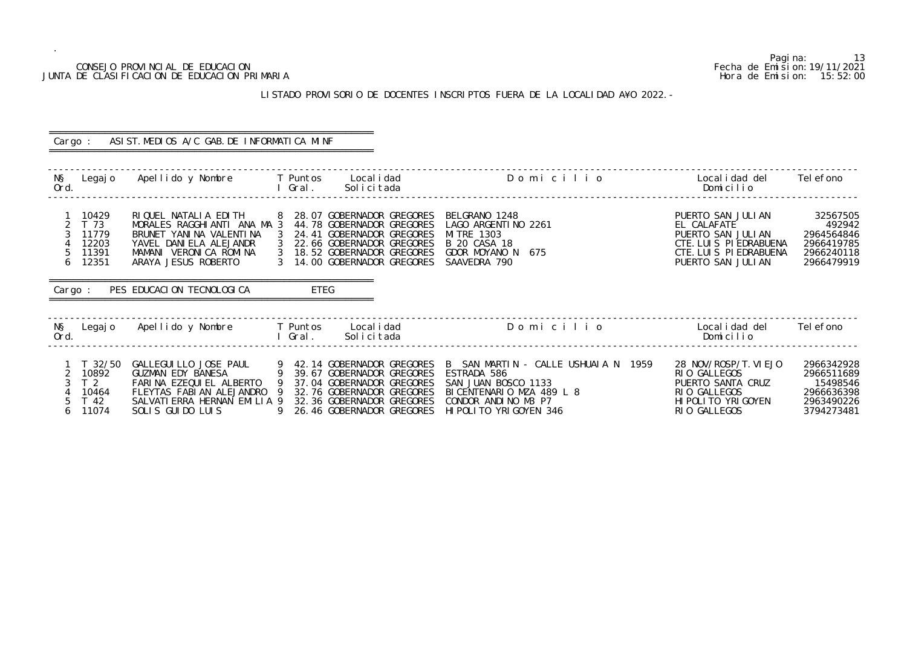CONSEJO PROVINCIAL DE EDUCACION
JUNTA DE CLASIFICACION DE EDUCACION PRIMARIA

Fecha de Emision: 19/11/2021
Hora de Emision: 15:52:00

LISTADO PROVISORIO DE DOCENTES INSCRIPTOS FUERA DE LA LOCALIDAD AÑO 2022.-

Cargo : ASIST.MEDIOS A/C GAB.DE INFORMATICA MINF

| Nº Ord. | Legajo | Apellido y Nombre | T I | Puntos Gral. | Localidad Solicitada | Domicilio | Localidad del Domicilio | Telefono |
|---|---|---|---|---|---|---|---|---|
| 1 | 10429 | RIQUEL NATALIA EDITH | 8 | 28.07 | GOBERNADOR GREGORES | BELGRANO 1248 | PUERTO SAN JULIAN | 32567505 |
| 2 | T 73 | MORALES RAGGHIANTI ANA MA | 3 | 44.78 | GOBERNADOR GREGORES | LAGO ARGENTINO 2261 | EL CALAFATE | 492942 |
| 3 | 11779 | BRUNET YANINA VALENTINA | 3 | 24.41 | GOBERNADOR GREGORES | MITRE 1303 | PUERTO SAN JULIAN | 2964564846 |
| 4 | 12203 | YAVEL DANIELA ALEJANDR | 3 | 22.66 | GOBERNADOR GREGORES | B 20 CASA 18 | CTE.LUIS PIEDRABUENA | 2966419785 |
| 5 | 11391 | MAMANI VERONICA ROMINA | 3 | 18.52 | GOBERNADOR GREGORES | GDOR MOYANO N 675 | CTE.LUIS PIEDRABUENA | 2966240118 |
| 6 | 12351 | ARAYA JESUS ROBERTO | 3 | 14.00 | GOBERNADOR GREGORES | SAAVEDRA 790 | PUERTO SAN JULIAN | 2966479919 |

Cargo : PES EDUCACION TECNOLOGICA ETEG

| Nº Ord. | Legajo | Apellido y Nombre | T I | Puntos Gral. | Localidad Solicitada | Domicilio | Localidad del Domicilio | Telefono |
|---|---|---|---|---|---|---|---|---|
| 1 | T 32/50 | GALLEGUILLO JOSE PAUL | 9 | 42.14 | GOBERNADOR GREGORES | B SAN MARTIN - CALLE USHUAIA N 1959 | 28 NOV/ROSP/T.VIEJO | 2966342928 |
| 2 | 10892 | GUZMAN EDY BANESA | 9 | 39.67 | GOBERNADOR GREGORES | ESTRADA 586 | RIO GALLEGOS | 2966511689 |
| 3 | T 2 | FARINA EZEQUIEL ALBERTO | 9 | 37.04 | GOBERNADOR GREGORES | SAN JUAN BOSCO 1133 | PUERTO SANTA CRUZ | 15498546 |
| 4 | 10464 | FLEYTAS FABIAN ALEJANDRO | 9 | 32.76 | GOBERNADOR GREGORES | BICENTENARIO MZA 489 L 8 | RIO GALLEGOS | 2966636398 |
| 5 | T 42 | SALVATIERRA HERNAN EMILIA | 9 | 32.36 | GOBERNADOR GREGORES | CONDOR ANDINO M3 P7 | HIPOLITO YRIGOYEN | 2963490226 |
| 6 | 11074 | SOLIS GUIDO LUIS | 9 | 26.46 | GOBERNADOR GREGORES | HIPOLITO YRIGOYEN 346 | RIO GALLEGOS | 3794273481 |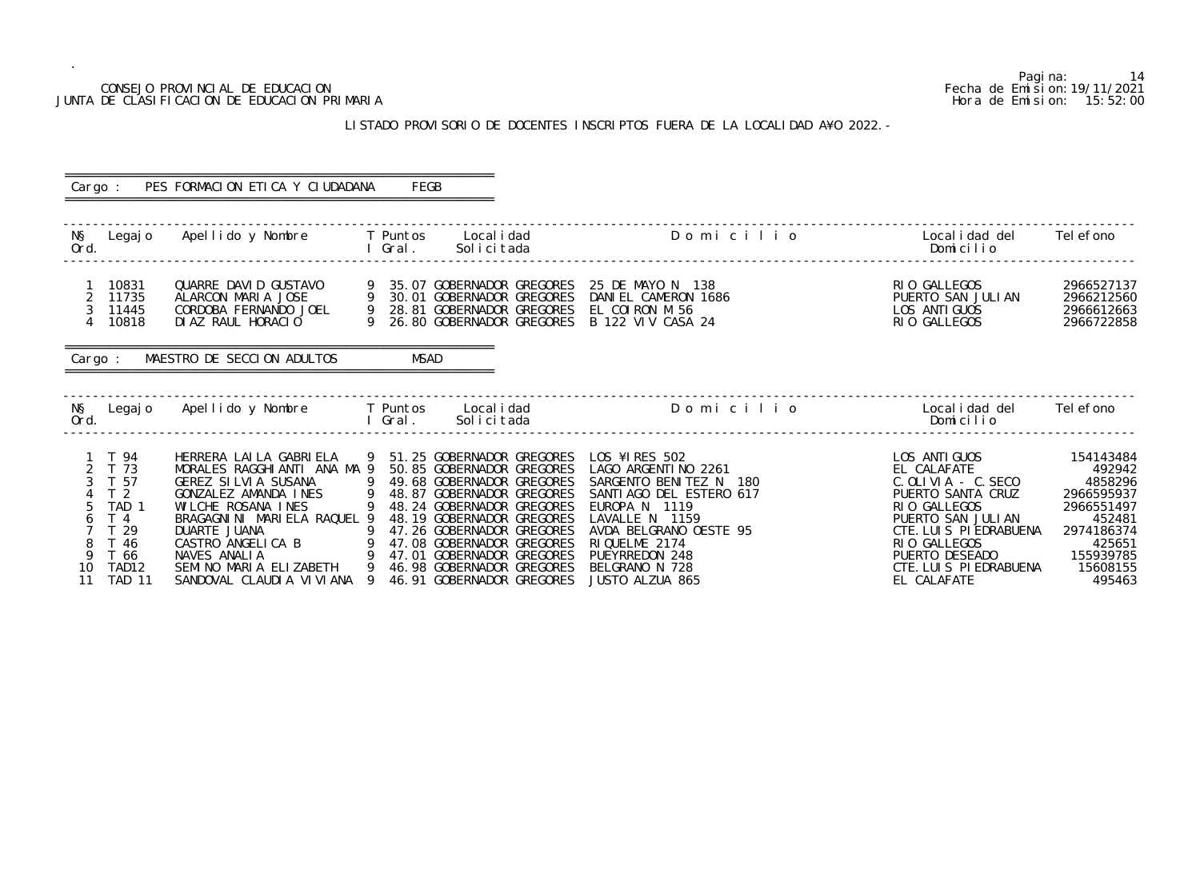CONSEJO PROVINCIAL DE EDUCACION
JUNTA DE CLASIFICACION DE EDUCACION PRIMARIA

Fecha de Emision: 19/11/2021
Hora de Emision: 15:52:00

## LISTADO PROVISORIO DE DOCENTES INSCRIPTOS FUERA DE LA LOCALIDAD A¥O 2022.-

**Cargo : PES FORMACION ETICA Y CIUDADANA FEGB**

| N§ Ord. | Legajo | Apellido y Nombre | T I | Puntos Gral. | Localidad Solicitada | Domicilio | Localidad del Domicilio | Telefono |
|---|---|---|---|---|---|---|---|---|
| 1 | 10831 | QUARRE DAVID GUSTAVO | 9 | 35.07 | GOBERNADOR GREGORES | 25 DE MAYO N 138 | RIO GALLEGOS | 2966527137 |
| 2 | 11735 | ALARCON MARIA JOSE | 9 | 30.01 | GOBERNADOR GREGORES | DANIEL CAMERON 1686 | PUERTO SAN JULIAN | 2966212560 |
| 3 | 11445 | CORDOBA FERNANDO JOEL | 9 | 28.81 | GOBERNADOR GREGORES | EL COIRON M 56 | LOS ANTIGUOS | 2966612663 |
| 4 | 10818 | DIAZ RAUL HORACIO | 9 | 26.80 | GOBERNADOR GREGORES | B 122 VIV CASA 24 | RIO GALLEGOS | 2966722858 |

**Cargo : MAESTRO DE SECCION ADULTOS MSAD**

| N§ Ord. | Legajo | Apellido y Nombre | T I | Puntos Gral. | Localidad Solicitada | Domicilio | Localidad del Domicilio | Telefono |
|---|---|---|---|---|---|---|---|---|
| 1 | T 94 | HERRERA LAILA GABRIELA | 9 | 51.25 | GOBERNADOR GREGORES | LOS ¥IRES 502 | LOS ANTIGUOS | 154143484 |
| 2 | T 73 | MORALES RAGGHIANTI ANA MA | 9 | 50.85 | GOBERNADOR GREGORES | LAGO ARGENTINO 2261 | EL CALAFATE | 492942 |
| 3 | T 57 | GEREZ SILVIA SUSANA | 9 | 49.68 | GOBERNADOR GREGORES | SARGENTO BENITEZ N 180 | C.OLIVIA - C.SECO | 4858296 |
| 4 | T 2 | GONZALEZ AMANDA INES | 9 | 48.87 | GOBERNADOR GREGORES | SANTIAGO DEL ESTERO 617 | PUERTO SANTA CRUZ | 2966595937 |
| 5 | TAD 1 | WILCHE ROSANA INES | 9 | 48.24 | GOBERNADOR GREGORES | EUROPA N 1119 | RIO GALLEGOS | 2966551497 |
| 6 | T 4 | BRAGAGNINI MARIELA RAQUEL | 9 | 48.19 | GOBERNADOR GREGORES | LAVALLE N 1159 | PUERTO SAN JULIAN | 452481 |
| 7 | T 29 | DUARTE JUANA | 9 | 47.26 | GOBERNADOR GREGORES | AVDA BELGRANO OESTE 95 | CTE.LUIS PIEDRABUENA | 2974186374 |
| 8 | T 46 | CASTRO ANGELICA B | 9 | 47.08 | GOBERNADOR GREGORES | RIQUELME 2174 | RIO GALLEGOS | 425651 |
| 9 | T 66 | NAVES ANALIA | 9 | 47.01 | GOBERNADOR GREGORES | PUEYRREDON 248 | PUERTO DESEADO | 155939785 |
| 10 | TAD12 | SEMINO MARIA ELIZABETH | 9 | 46.98 | GOBERNADOR GREGORES | BELGRANO N 728 | CTE.LUIS PIEDRABUENA | 15608155 |
| 11 | TAD 11 | SANDOVAL CLAUDIA VIVIANA | 9 | 46.91 | GOBERNADOR GREGORES | JUSTO ALZUA 865 | EL CALAFATE | 495463 |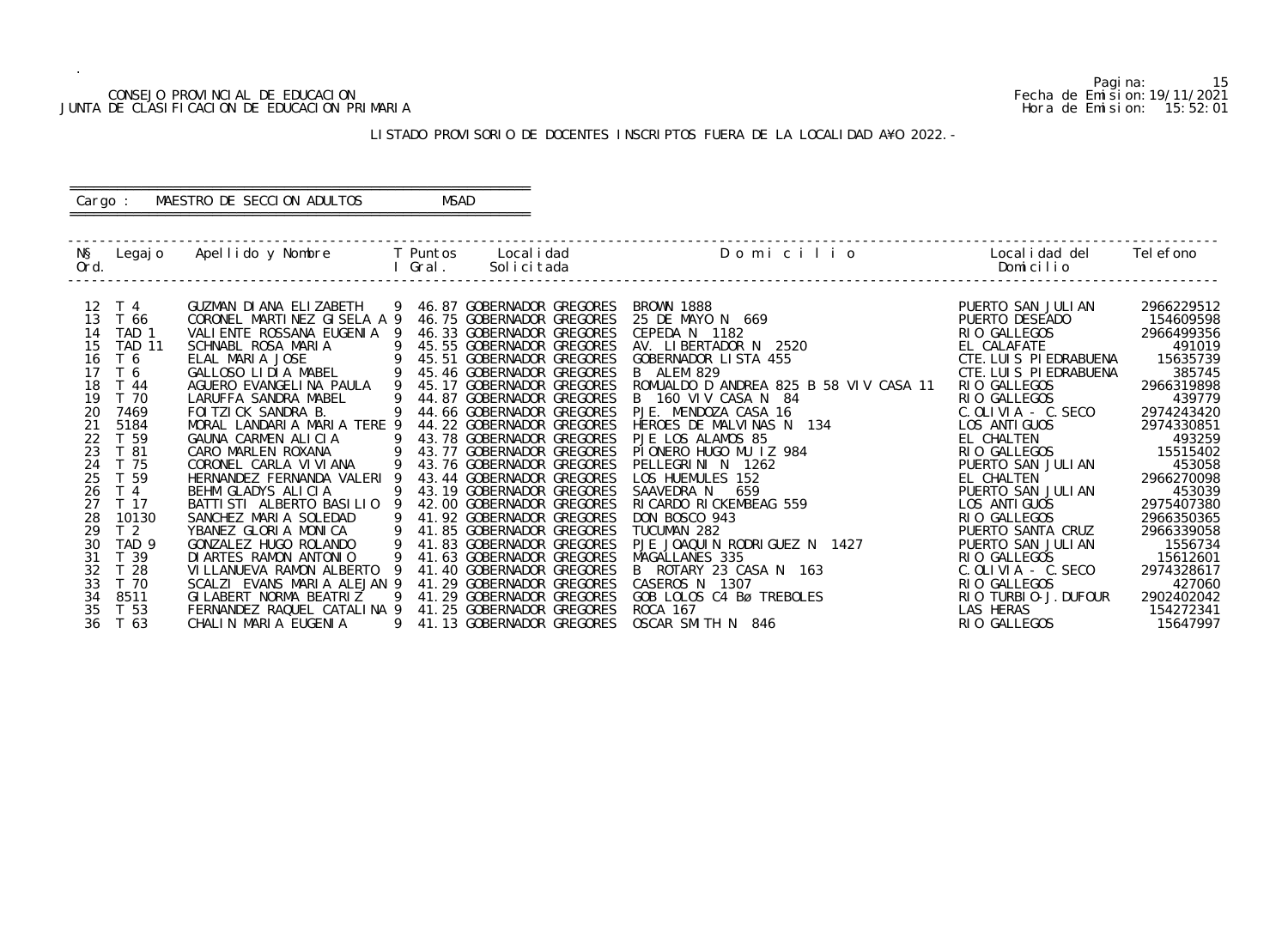CONSEJO PROVINCIAL DE EDUCACION
JUNTA DE CLASIFICACION DE EDUCACION PRIMARIA

Pagina: 15
Fecha de Emision: 19/11/2021
Hora de Emision: 15:52:01

LISTADO PROVISORIO DE DOCENTES INSCRIPTOS FUERA DE LA LOCALIDAD A¥O 2022.-

Cargo : MAESTRO DE SECCION ADULTOS MSAD

| N§ Ord. | Legajo | Apellido y Nombre | T I | Puntos Gral. | Localidad Solicitada | D o m i c i l i o | Localidad del Domicilio | Telefono |
|---|---|---|---|---|---|---|---|---|
| 12 | T 4 | GUZMAN DIANA ELIZABETH | 9 | 46.87 | GOBERNADOR GREGORES | BROWN 1888 | PUERTO SAN JULIAN | 2966229512 |
| 13 | T 66 | CORONEL MARTINEZ GISELA A | 9 | 46.75 | GOBERNADOR GREGORES | 25 DE MAYO N 669 | PUERTO DESEADO | 154609598 |
| 14 | TAD 1 | VALIENTE ROSSANA EUGENIA | 9 | 46.33 | GOBERNADOR GREGORES | CEPEDA N 1182 | RIO GALLEGOS | 2966499356 |
| 15 | TAD 11 | SCHNABL ROSA MARIA | 9 | 45.55 | GOBERNADOR GREGORES | AV. LIBERTADOR N 2520 | EL CALAFATE | 491019 |
| 16 | T 6 | ELAL MARIA JOSE | 9 | 45.51 | GOBERNADOR GREGORES | GOBERNADOR LISTA 455 | CTE.LUIS PIEDRABUENA | 15635739 |
| 17 | T 6 | GALLOSO LIDIA MABEL | 9 | 45.46 | GOBERNADOR GREGORES | B ALEM 829 | CTE.LUIS PIEDRABUENA | 385745 |
| 18 | T 44 | AGUERO EVANGELINA PAULA | 9 | 45.17 | GOBERNADOR GREGORES | ROMUALDO D ANDREA 825 B 58 VIV CASA 11 | RIO GALLEGOS | 2966319898 |
| 19 | T 70 | LARUFFA SANDRA MABEL | 9 | 44.87 | GOBERNADOR GREGORES | B 160 VIV CASA N 84 | RIO GALLEGOS | 439779 |
| 20 | 7469 | FOITZICK SANDRA B. | 9 | 44.66 | GOBERNADOR GREGORES | PJE. MENDOZA CASA 16 | C.OLIVIA - C.SECO | 2974243420 |
| 21 | 5184 | MORAL LANDARIA MARIA TERE | 9 | 44.22 | GOBERNADOR GREGORES | HEROES DE MALVINAS N 134 | LOS ANTIGUOS | 2974330851 |
| 22 | T 59 | GAUNA CARMEN ALICIA | 9 | 43.78 | GOBERNADOR GREGORES | PJE LOS ALAMOS 85 | EL CHALTEN | 493259 |
| 23 | T 81 | CARO MARLEN ROXANA | 9 | 43.77 | GOBERNADOR GREGORES | PIONERO HUGO MU IZ 984 | RIO GALLEGOS | 15515402 |
| 24 | T 75 | CORONEL CARLA VIVIANA | 9 | 43.76 | GOBERNADOR GREGORES | PELLEGRINI N 1262 | PUERTO SAN JULIAN | 453058 |
| 25 | T 59 | HERNANDEZ FERNANDA VALERI | 9 | 43.44 | GOBERNADOR GREGORES | LOS HUEMULES 152 | EL CHALTEN | 2966270098 |
| 26 | T 4 | BEHM GLADYS ALICIA | 9 | 43.19 | GOBERNADOR GREGORES | SAAVEDRA N 659 | PUERTO SAN JULIAN | 453039 |
| 27 | T 17 | BATTISTI ALBERTO BASILIO | 9 | 42.00 | GOBERNADOR GREGORES | RICARDO RICKEMBEAG 559 | LOS ANTIGUOS | 2975407380 |
| 28 | 10130 | SANCHEZ MARIA SOLEDAD | 9 | 41.92 | GOBERNADOR GREGORES | DON BOSCO 943 | RIO GALLEGOS | 2966350365 |
| 29 | T 2 | YBANEZ GLORIA MONICA | 9 | 41.85 | GOBERNADOR GREGORES | TUCUMAN 282 | PUERTO SANTA CRUZ | 2966339058 |
| 30 | TAD 9 | GONZALEZ HUGO ROLANDO | 9 | 41.83 | GOBERNADOR GREGORES | PJE JOAQUIN RODRIGUEZ N 1427 | PUERTO SAN JULIAN | 1556734 |
| 31 | T 39 | DIARTES RAMON ANTONIO | 9 | 41.63 | GOBERNADOR GREGORES | MAGALLANES 335 | RIO GALLEGOS | 15612601 |
| 32 | T 28 | VILLANUEVA RAMON ALBERTO | 9 | 41.40 | GOBERNADOR GREGORES | B ROTARY 23 CASA N 163 | C.OLIVIA - C.SECO | 2974328617 |
| 33 | T 70 | SCALZI EVANS MARIA ALEJAN | 9 | 41.29 | GOBERNADOR GREGORES | CASEROS N 1307 | RIO GALLEGOS | 427060 |
| 34 | 8511 | GILABERT NORMA BEATRIZ | 9 | 41.29 | GOBERNADOR GREGORES | GOB LOLOS C4 Bø TREBOLES | RIO TURBIO-J.DUFOUR | 2902402042 |
| 35 | T 53 | FERNANDEZ RAQUEL CATALINA | 9 | 41.25 | GOBERNADOR GREGORES | ROCA 167 | LAS HERAS | 154272341 |
| 36 | T 63 | CHALIN MARIA EUGENIA | 9 | 41.13 | GOBERNADOR GREGORES | OSCAR SMITH N 846 | RIO GALLEGOS | 15647997 |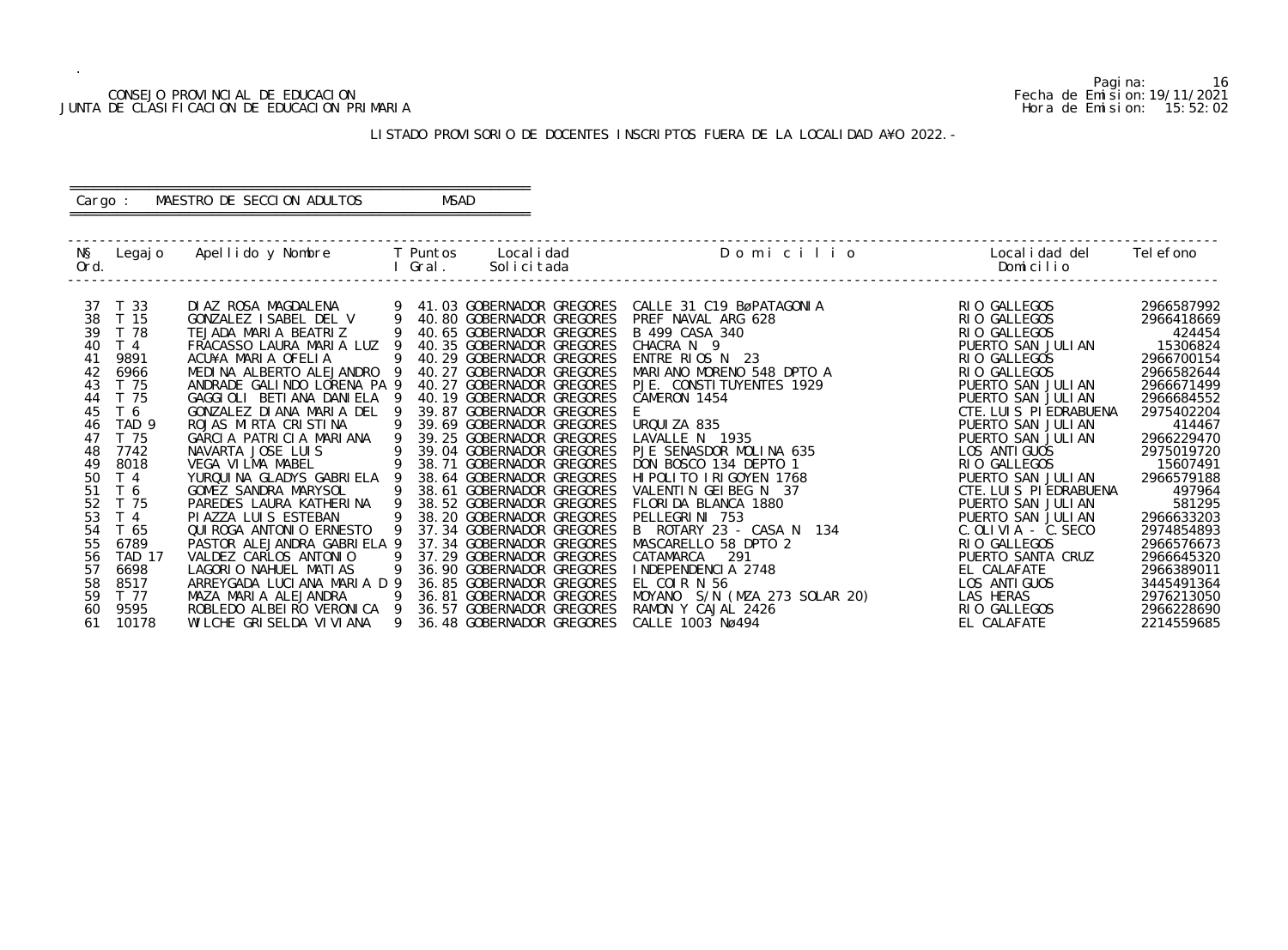CONSEJO PROVINCIAL DE EDUCACION
JUNTA DE CLASIFICACION DE EDUCACION PRIMARIA

Fecha de Emision:19/11/2021
Hora de Emision: 15:52:02

LISTADO PROVISORIO DE DOCENTES INSCRIPTOS FUERA DE LA LOCALIDAD A¥O 2022.-

Cargo : MAESTRO DE SECCION ADULTOS MSAD

| Nº Ord. | Legajo | Apellido y Nombre | T I | Puntos Gral. | Localidad Solicitada | Domicilio | Localidad del Domicilio | Telefono |
|---|---|---|---|---|---|---|---|---|
| 37 | T 33 | DIAZ ROSA MAGDALENA | 9 | 41.03 | GOBERNADOR GREGORES | CALLE 31 C19 BøPATAGONIA | RIO GALLEGOS | 2966587992 |
| 38 | T 15 | GONZALEZ ISABEL DEL V | 9 | 40.80 | GOBERNADOR GREGORES | PREF NAVAL ARG 628 | RIO GALLEGOS | 2966418669 |
| 39 | T 78 | TEJADA MARIA BEATRIZ | 9 | 40.65 | GOBERNADOR GREGORES | B 499 CASA 340 | RIO GALLEGOS | 424454 |
| 40 | T 4 | FRACASSO LAURA MARIA LUZ | 9 | 40.35 | GOBERNADOR GREGORES | CHACRA N 9 | PUERTO SAN JULIAN | 15306824 |
| 41 | 9891 | ACU¥A MARIA OFELIA | 9 | 40.29 | GOBERNADOR GREGORES | ENTRE RIOS N 23 | RIO GALLEGOS | 2966700154 |
| 42 | 6966 | MEDINA ALBERTO ALEJANDRO | 9 | 40.27 | GOBERNADOR GREGORES | MARIANO MORENO 548 DPTO A | RIO GALLEGOS | 2966582644 |
| 43 | T 75 | ANDRADE GALINDO LORENA PA | 9 | 40.27 | GOBERNADOR GREGORES | PJE. CONSTITUYENTES 1929 | PUERTO SAN JULIAN | 2966671499 |
| 44 | T 75 | GAGGIOLI BETIANA DANIELA | 9 | 40.19 | GOBERNADOR GREGORES | CAMERON 1454 | PUERTO SAN JULIAN | 2966684552 |
| 45 | T 6 | GONZALEZ DIANA MARIA DEL | 9 | 39.87 | GOBERNADOR GREGORES | E | CTE.LUIS PIEDRABUENA | 2975402204 |
| 46 | TAD 9 | ROJAS MIRTA CRISTINA | 9 | 39.69 | GOBERNADOR GREGORES | URQUIZA 835 | PUERTO SAN JULIAN | 414467 |
| 47 | T 75 | GARCIA PATRICIA MARIANA | 9 | 39.25 | GOBERNADOR GREGORES | LAVALLE N 1935 | PUERTO SAN JULIAN | 2966229470 |
| 48 | 7742 | NAVARTA JOSE LUIS | 9 | 39.04 | GOBERNADOR GREGORES | PJE SENASDOR MOLINA 635 | LOS ANTIGUOS | 2975019720 |
| 49 | 8018 | VEGA VILMA MABEL | 9 | 38.71 | GOBERNADOR GREGORES | DON BOSCO 134 DEPTO 1 | RIO GALLEGOS | 15607491 |
| 50 | T 4 | YURQUINA GLADYS GABRIELA | 9 | 38.64 | GOBERNADOR GREGORES | HIPOLITO IRIGOYEN 1768 | PUERTO SAN JULIAN | 2966579188 |
| 51 | T 6 | GOMEZ SANDRA MARYSOL | 9 | 38.61 | GOBERNADOR GREGORES | VALENTIN GEIBEG N 37 | CTE.LUIS PIEDRABUENA | 497964 |
| 52 | T 75 | PAREDES LAURA KATHERINA | 9 | 38.52 | GOBERNADOR GREGORES | FLORIDA BLANCA 1880 | PUERTO SAN JULIAN | 581295 |
| 53 | T 4 | PIAZZA LUIS ESTEBAN | 9 | 38.20 | GOBERNADOR GREGORES | PELLEGRINI 753 | PUERTO SAN JULIAN | 2966633203 |
| 54 | T 65 | QUIROGA ANTONIO ERNESTO | 9 | 37.34 | GOBERNADOR GREGORES | B ROTARY 23 - CASA N 134 | C.OLIVIA - C.SECO | 2974854893 |
| 55 | 6789 | PASTOR ALEJANDRA GABRIELA | 9 | 37.34 | GOBERNADOR GREGORES | MASCARELLO 58 DPTO 2 | RIO GALLEGOS | 2966576673 |
| 56 | TAD 17 | VALDEZ CARLOS ANTONIO | 9 | 37.29 | GOBERNADOR GREGORES | CATAMARCA 291 | PUERTO SANTA CRUZ | 2966645320 |
| 57 | 6698 | LAGORIO NAHUEL MATIAS | 9 | 36.90 | GOBERNADOR GREGORES | INDEPENDENCIA 2748 | EL CALAFATE | 2966389011 |
| 58 | 8517 | ARREYGADA LUCIANA MARIA D | 9 | 36.85 | GOBERNADOR GREGORES | EL COIR N 56 | LOS ANTIGUOS | 3445491364 |
| 59 | T 77 | MAZA MARIA ALEJANDRA | 9 | 36.81 | GOBERNADOR GREGORES | MOYANO S/N (MZA 273 SOLAR 20) | LAS HERAS | 2976213050 |
| 60 | 9595 | ROBLEDO ALBEIRO VERONICA | 9 | 36.57 | GOBERNADOR GREGORES | RAMON Y CAJAL 2426 | RIO GALLEGOS | 2966228690 |
| 61 | 10178 | WILCHE GRISELDA VIVIANA | 9 | 36.48 | GOBERNADOR GREGORES | CALLE 1003 Nø494 | EL CALAFATE | 2214559685 |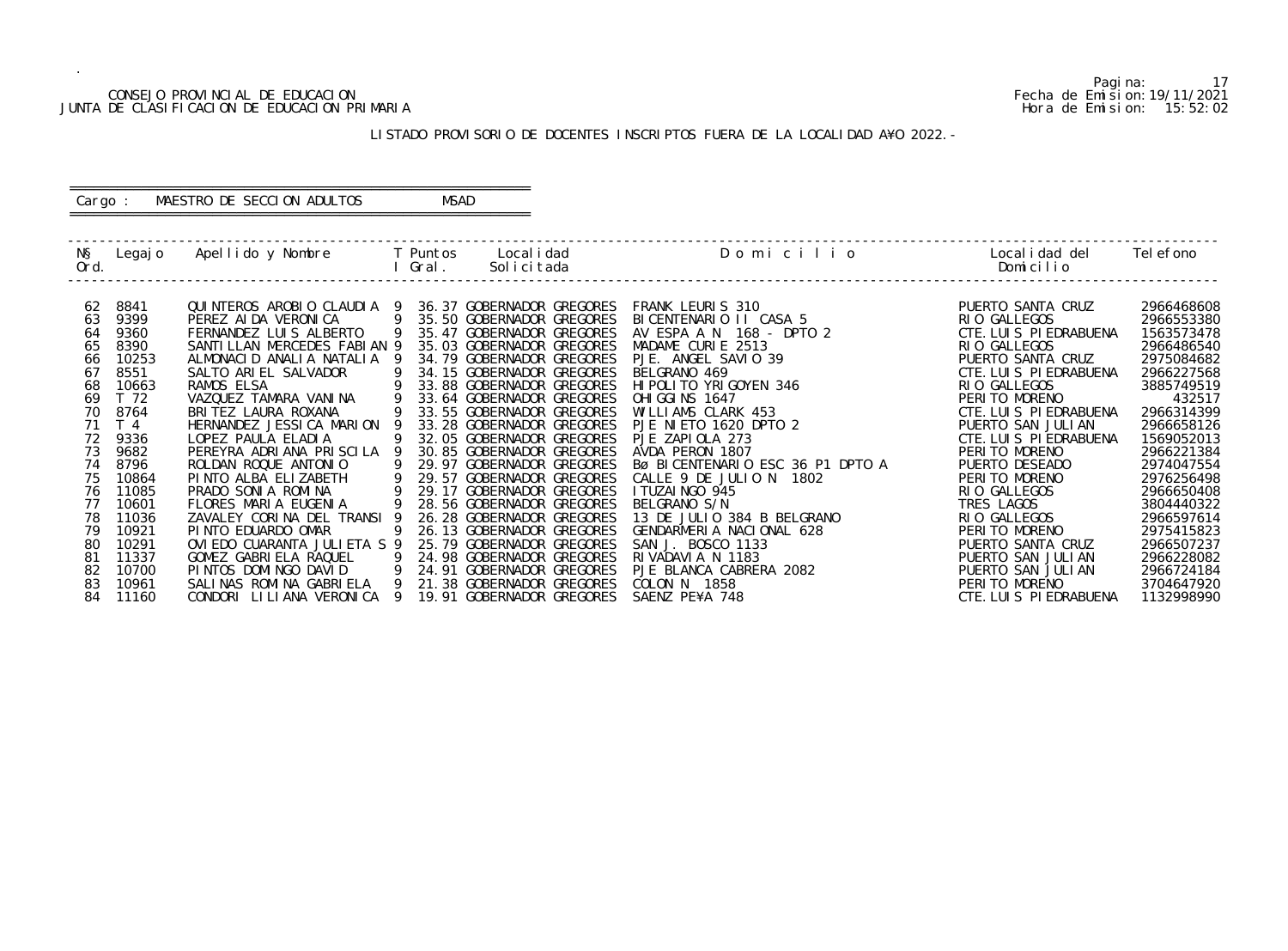CONSEJO PROVINCIAL DE EDUCACION
JUNTA DE CLASIFICACION DE EDUCACION PRIMARIA

Pagina: 17
Fecha de Emision: 19/11/2021
Hora de Emision: 15:52:02

LISTADO PROVISORIO DE DOCENTES INSCRIPTOS FUERA DE LA LOCALIDAD A¥O 2022.-

Cargo : MAESTRO DE SECCION ADULTOS MSAD

| N§ Ord. | Legajo | Apellido y Nombre | T I | Puntos Gral. | Localidad Solicitada | D o m i c i l i o | Localidad del Domicilio | Telefono |
|---|---|---|---|---|---|---|---|---|
| 62 | 8841 | QUINTEROS AROBIO CLAUDIA | 9 | 36.37 | GOBERNADOR GREGORES | FRANK LEURIS 310 | PUERTO SANTA CRUZ | 2966468608 |
| 63 | 9399 | PEREZ AIDA VERONICA | 9 | 35.50 | GOBERNADOR GREGORES | BICENTENARIO II CASA 5 | RIO GALLEGOS | 2966553380 |
| 64 | 9360 | FERNANDEZ LUIS ALBERTO | 9 | 35.47 | GOBERNADOR GREGORES | AV ESPA A N 168 - DPTO 2 | CTE.LUIS PIEDRABUENA | 1563573478 |
| 65 | 8390 | SANTILLAN MERCEDES FABIAN | 9 | 35.03 | GOBERNADOR GREGORES | MADAME CURIE 2513 | RIO GALLEGOS | 2966486540 |
| 66 | 10253 | ALMONACID ANALIA NATALIA | 9 | 34.79 | GOBERNADOR GREGORES | PJE. ANGEL SAVIO 39 | PUERTO SANTA CRUZ | 2975084682 |
| 67 | 8551 | SALTO ARIEL SALVADOR | 9 | 34.15 | GOBERNADOR GREGORES | BELGRANO 469 | CTE.LUIS PIEDRABUENA | 2966227568 |
| 68 | 10663 | RAMOS ELSA | 9 | 33.88 | GOBERNADOR GREGORES | HIPOLITO YRIGOYEN 346 | RIO GALLEGOS | 3885749519 |
| 69 | T 72 | VAZQUEZ TAMARA VANINA | 9 | 33.64 | GOBERNADOR GREGORES | OHIGGINS 1647 | PERITO MORENO | 432517 |
| 70 | 8764 | BRITEZ LAURA ROXANA | 9 | 33.55 | GOBERNADOR GREGORES | WILLIAMS CLARK 453 | CTE.LUIS PIEDRABUENA | 2966314399 |
| 71 | T 4 | HERNANDEZ JESSICA MARION | 9 | 33.28 | GOBERNADOR GREGORES | PJE NIETO 1620 DPTO 2 | PUERTO SAN JULIAN | 2966658126 |
| 72 | 9336 | LOPEZ PAULA ELADIA | 9 | 32.05 | GOBERNADOR GREGORES | PJE ZAPIOLA 273 | CTE.LUIS PIEDRABUENA | 1569052013 |
| 73 | 9682 | PEREYRA ADRIANA PRISCILA | 9 | 30.85 | GOBERNADOR GREGORES | AVDA PERON 1807 | PERITO MORENO | 2966221384 |
| 74 | 8796 | ROLDAN ROQUE ANTONIO | 9 | 29.97 | GOBERNADOR GREGORES | Bø BICENTENARIO ESC 36 P1 DPTO A | PUERTO DESEADO | 2974047554 |
| 75 | 10864 | PINTO ALBA ELIZABETH | 9 | 29.57 | GOBERNADOR GREGORES | CALLE 9 DE JULIO N 1802 | PERITO MORENO | 2976256498 |
| 76 | 11085 | PRADO SONIA ROMINA | 9 | 29.17 | GOBERNADOR GREGORES | ITUZAINGO 945 | RIO GALLEGOS | 2966650408 |
| 77 | 10601 | FLORES MARIA EUGENIA | 9 | 28.56 | GOBERNADOR GREGORES | BELGRANO S/N | TRES LAGOS | 3804440322 |
| 78 | 11036 | ZAVALEY CORINA DEL TRANSI | 9 | 26.28 | GOBERNADOR GREGORES | 13 DE JULIO 384 B BELGRANO | RIO GALLEGOS | 2966597614 |
| 79 | 10921 | PINTO EDUARDO OMAR | 9 | 26.13 | GOBERNADOR GREGORES | GENDARMERIA NACIONAL 628 | PERITO MORENO | 2975415823 |
| 80 | 10291 | OVIEDO CUARANTA JULIETA S | 9 | 25.79 | GOBERNADOR GREGORES | SAN J. BOSCO 1133 | PUERTO SANTA CRUZ | 2966507237 |
| 81 | 11337 | GOMEZ GABRIELA RAQUEL | 9 | 24.98 | GOBERNADOR GREGORES | RIVADAVIA N 1183 | PUERTO SAN JULIAN | 2966228082 |
| 82 | 10700 | PINTOS DOMINGO DAVID | 9 | 24.91 | GOBERNADOR GREGORES | PJE BLANCA CABRERA 2082 | PUERTO SAN JULIAN | 2966724184 |
| 83 | 10961 | SALINAS ROMINA GABRIELA | 9 | 21.38 | GOBERNADOR GREGORES | COLON N 1858 | PERITO MORENO | 3704647920 |
| 84 | 11160 | CONDORI LILIANA VERONICA | 9 | 19.91 | GOBERNADOR GREGORES | SAENZ PE¥A 748 | CTE.LUIS PIEDRABUENA | 1132998990 |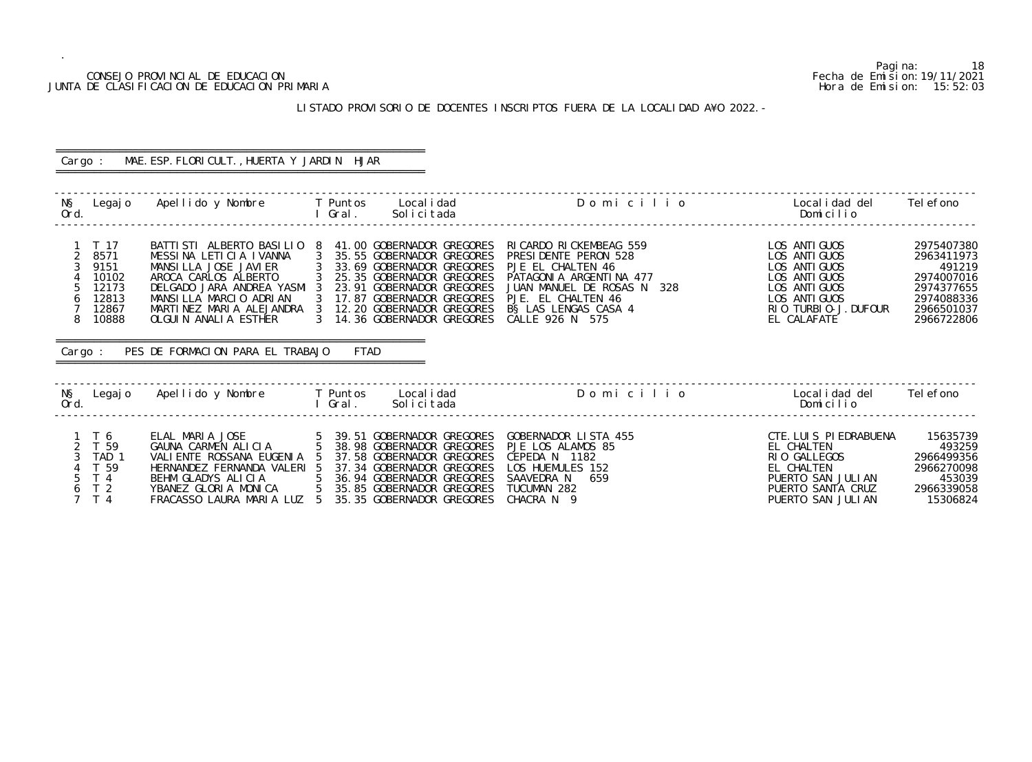CONSEJO PROVINCIAL DE EDUCACION
JUNTA DE CLASIFICACION DE EDUCACION PRIMARIA

Fecha de Emision: 19/11/2021
Hora de Emision: 15:52:03

## LISTADO PROVISORIO DE DOCENTES INSCRIPTOS FUERA DE LA LOCALIDAD A¥O 2022.-

### Cargo : MAE.ESP.FLORICULT.,HUERTA Y JARDIN HJAR

| N§ Ord. | Legajo | Apellido y Nombre | T I | Puntos Gral. | Localidad Solicitada | Domicilio | Localidad del Domicilio | Telefono |
|---|---|---|---|---|---|---|---|---|
| 1 | T 17 | BATTISTI ALBERTO BASILIO | 8 | 41.00 | GOBERNADOR GREGORES | RICARDO RICKEMBEAG 559 | LOS ANTIGUOS | 2975407380 |
| 2 | 8571 | MESSINA LETICIA IVANNA | 3 | 35.55 | GOBERNADOR GREGORES | PRESIDENTE PERON 528 | LOS ANTIGUOS | 2963411973 |
| 3 | 9151 | MANSILLA JOSE JAVIER | 3 | 33.69 | GOBERNADOR GREGORES | PJE EL CHALTEN 46 | LOS ANTIGUOS | 491219 |
| 4 | 10102 | AROCA CARLOS ALBERTO | 3 | 25.35 | GOBERNADOR GREGORES | PATAGONIA ARGENTINA 477 | LOS ANTIGUOS | 2974007016 |
| 5 | 12173 | DELGADO JARA ANDREA YASMI | 3 | 23.91 | GOBERNADOR GREGORES | JUAN MANUEL DE ROSAS N 328 | LOS ANTIGUOS | 2974377655 |
| 6 | 12813 | MANSILLA MARCIO ADRIAN | 3 | 17.87 | GOBERNADOR GREGORES | PJE. EL CHALTEN 46 | LOS ANTIGUOS | 2974088336 |
| 7 | 12867 | MARTINEZ MARIA ALEJANDRA | 3 | 12.20 | GOBERNADOR GREGORES | B§ LAS LENGAS CASA 4 | RIO TURBIO-J.DUFOUR | 2966501037 |
| 8 | 10888 | OLGUIN ANALIA ESTHER | 3 | 14.36 | GOBERNADOR GREGORES | CALLE 926 N 575 | EL CALAFATE | 2966722806 |

### Cargo : PES DE FORMACION PARA EL TRABAJO FTAD

| N§ Ord. | Legajo | Apellido y Nombre | T I | Puntos Gral. | Localidad Solicitada | Domicilio | Localidad del Domicilio | Telefono |
|---|---|---|---|---|---|---|---|---|
| 1 | T 6 | ELAL MARIA JOSE | 5 | 39.51 | GOBERNADOR GREGORES | GOBERNADOR LISTA 455 | CTE.LUIS PIEDRABUENA | 15635739 |
| 2 | T 59 | GAUNA CARMEN ALICIA | 5 | 38.98 | GOBERNADOR GREGORES | PJE LOS ALAMOS 85 | EL CHALTEN | 493259 |
| 3 | TAD 1 | VALIENTE ROSSANA EUGENIA | 5 | 37.58 | GOBERNADOR GREGORES | CEPEDA N 1182 | RIO GALLEGOS | 2966499356 |
| 4 | T 59 | HERNANDEZ FERNANDA VALERI | 5 | 37.34 | GOBERNADOR GREGORES | LOS HUEMULES 152 | EL CHALTEN | 2966270098 |
| 5 | T 4 | BEHM GLADYS ALICIA | 5 | 36.94 | GOBERNADOR GREGORES | SAAVEDRA N 659 | PUERTO SAN JULIAN | 453039 |
| 6 | T 2 | YBANEZ GLORIA MONICA | 5 | 35.85 | GOBERNADOR GREGORES | TUCUMAN 282 | PUERTO SANTA CRUZ | 2966339058 |
| 7 | T 4 | FRACASSO LAURA MARIA LUZ | 5 | 35.35 | GOBERNADOR GREGORES | CHACRA N 9 | PUERTO SAN JULIAN | 15306824 |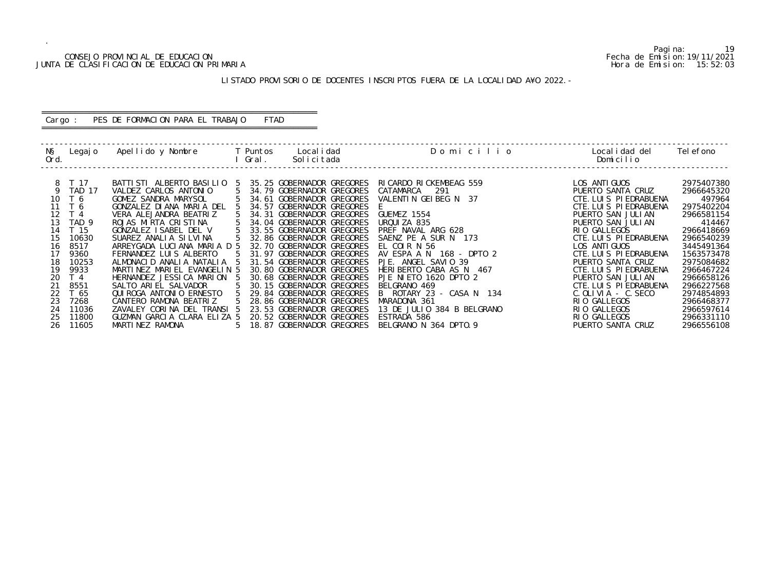CONSEJO PROVINCIAL DE EDUCACION
JUNTA DE CLASIFICACION DE EDUCACION PRIMARIA

Fecha de Emision: 19/11/2021
Hora de Emision: 15:52:03

## LISTADO PROVISORIO DE DOCENTES INSCRIPTOS FUERA DE LA LOCALIDAD A¥O 2022.-

Cargo : PES DE FORMACION PARA EL TRABAJO FTAD

| N§ Ord. | Legajo | Apellido y Nombre | T I | Puntos Gral. | Localidad Solicitada | Domicilio | Localidad del Domicilio | Telefono |
|---|---|---|---|---|---|---|---|---|
| 8 | T 17 | BATTISTI ALBERTO BASILIO | 5 | 35.25 | GOBERNADOR GREGORES | RICARDO RICKEMBEAG 559 | LOS ANTIGUOS | 2975407380 |
| 9 | TAD 17 | VALDEZ CARLOS ANTONIO | 5 | 34.79 | GOBERNADOR GREGORES | CATAMARCA 291 | PUERTO SANTA CRUZ | 2966645320 |
| 10 | T 6 | GOMEZ SANDRA MARYSOL | 5 | 34.61 | GOBERNADOR GREGORES | VALENTIN GEIBEG N 37 | CTE.LUIS PIEDRABUENA | 497964 |
| 11 | T 6 | GONZALEZ DIANA MARIA DEL | 5 | 34.57 | GOBERNADOR GREGORES | E | CTE.LUIS PIEDRABUENA | 2975402204 |
| 12 | T 4 | VERA ALEJANDRA BEATRIZ | 5 | 34.31 | GOBERNADOR GREGORES | GUEMEZ 1554 | PUERTO SAN JULIAN | 2966581154 |
| 13 | TAD 9 | ROJAS MIRTA CRISTINA | 5 | 34.04 | GOBERNADOR GREGORES | URQUIZA 835 | PUERTO SAN JULIAN | 414467 |
| 14 | T 15 | GONZALEZ ISABEL DEL V | 5 | 33.55 | GOBERNADOR GREGORES | PREF NAVAL ARG 628 | RIO GALLEGOS | 2966418669 |
| 15 | 10630 | SUAREZ ANALIA SILVINA | 5 | 32.86 | GOBERNADOR GREGORES | SAENZ PE A SUR N 173 | CTE.LUIS PIEDRABUENA | 2966540239 |
| 16 | 8517 | ARREYGADA LUCIANA MARIA D | 5 | 32.70 | GOBERNADOR GREGORES | EL COIR N 56 | LOS ANTIGUOS | 3445491364 |
| 17 | 9360 | FERNANDEZ LUIS ALBERTO | 5 | 31.97 | GOBERNADOR GREGORES | AV ESPA A N 168 - DPTO 2 | CTE.LUIS PIEDRABUENA | 1563573478 |
| 18 | 10253 | ALMONACID ANALIA NATALIA | 5 | 31.54 | GOBERNADOR GREGORES | PJE. ANGEL SAVIO 39 | PUERTO SANTA CRUZ | 2975084682 |
| 19 | 9933 | MARTINEZ MARIEL EVANGELIN | 5 | 30.80 | GOBERNADOR GREGORES | HERIBERTO CABA AS N 467 | CTE.LUIS PIEDRABUENA | 2966467224 |
| 20 | T 4 | HERNANDEZ JESSICA MARION | 5 | 30.68 | GOBERNADOR GREGORES | PJE NIETO 1620 DPTO 2 | PUERTO SAN JULIAN | 2966658126 |
| 21 | 8551 | SALTO ARIEL SALVADOR | 5 | 30.15 | GOBERNADOR GREGORES | BELGRANO 469 | CTE.LUIS PIEDRABUENA | 2966227568 |
| 22 | T 65 | QUIROGA ANTONIO ERNESTO | 5 | 29.84 | GOBERNADOR GREGORES | B ROTARY 23 - CASA N 134 | C.OLIVIA - C.SECO | 2974854893 |
| 23 | 7268 | CANTERO RAMONA BEATRIZ | 5 | 28.86 | GOBERNADOR GREGORES | MARADONA 361 | RIO GALLEGOS | 2966468377 |
| 24 | 11036 | ZAVALEY CORINA DEL TRANSI | 5 | 23.53 | GOBERNADOR GREGORES | 13 DE JULIO 384 B BELGRANO | RIO GALLEGOS | 2966597614 |
| 25 | 11800 | GUZMAN GARCIA CLARA ELIZA | 5 | 20.52 | GOBERNADOR GREGORES | ESTRADA 586 | RIO GALLEGOS | 2966331110 |
| 26 | 11605 | MARTINEZ RAMONA | 5 | 18.87 | GOBERNADOR GREGORES | BELGRANO N 364 DPTO.9 | PUERTO SANTA CRUZ | 2966556108 |